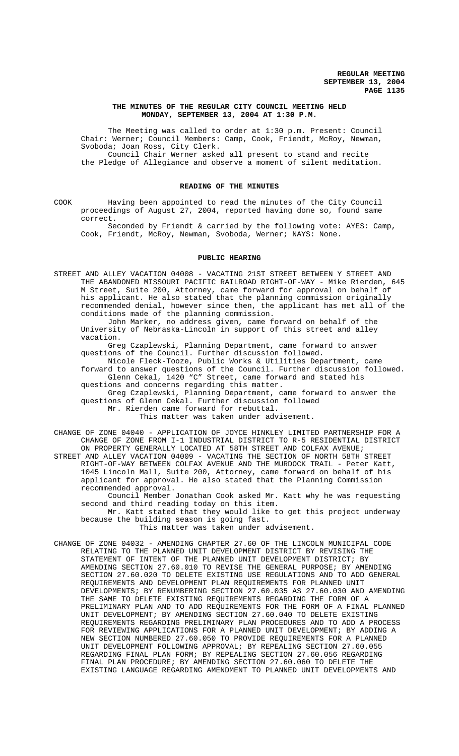## THE MINUTES OF THE REGULAR CITY COUNCIL MEETING HELD MONDAY, SEPTEMBER 13, 2004 AT 1:30 P.M.

The Meeting was called to order at 1:30 p.m. Present: Council Chair: Werner; Council Members: Camp, Cook, Friendt, McRoy, Newman, Svoboda; Joan Ross, City Clerk.

Council Chair Werner asked all present to stand and recite the Pledge of Allegiance and observe a moment of silent meditation.

### READING OF THE MINUTES

COOK Having been appointed to read the minutes of the City Council proceedings of August 27, 2004, reported having done so, found same correct.

Seconded by Friendt & carried by the following vote: AYES: Camp, Cook, Friendt, McRoy, Newman, Svoboda, Werner; NAYS: None.

### PUBLIC HEARING

STREET AND ALLEY VACATION 04008 - VACATING 21ST STREET BETWEEN Y STREET AND THE ABANDONED MISSOURI PACIFIC RAILROAD RIGHT-OF-WAY - Mike Rierden, 645 M Street, Suite 200, Attorney, came forward for approval on behalf of his applicant. He also stated that the planning commission originally recommended denial, however since then, the applicant has met all of the conditions made of the planning commission.

John Marker, no address given, came forward on behalf of the University of Nebraska-Lincoln in support of this street and alley vacation.

Greg Czaplewski, Planning Department, came forward to answer questions of the Council. Further discussion followed.

Nicole Fleck-Tooze, Public Works & Utilities Department, came forward to answer questions of the Council. Further discussion followed.

Glenn Cekal, 1420 "C" Street, came forward and stated his questions and concerns regarding this matter.

Greg Czaplewski, Planning Department, came forward to answer the questions of Glenn Cekal. Further discussion followed

Mr. Rierden came forward for rebuttal.

This matter was taken under advisement.

CHANGE OF ZONE 04040 - APPLICATION OF JOYCE HINKLEY LIMITED PARTNERSHIP FOR A CHANGE OF ZONE FROM I-1 INDUSTRIAL DISTRICT TO R-5 RESIDENTIAL DISTRICT ON PROPERTY GENERALLY LOCATED AT 58TH STREET AND COLFAX AVENUE;

STREET AND ALLEY VACATION 04009 - VACATING THE SECTION OF NORTH 58TH STREET RIGHT-OF-WAY BETWEEN COLFAX AVENUE AND THE MURDOCK TRAIL - Peter Katt, 1045 Lincoln Mall, Suite 200, Attorney, came forward on behalf of his applicant for approval. He also stated that the Planning Commission recommended approval.

Council Member Jonathan Cook asked Mr. Katt why he was requesting second and third reading today on this item.

Mr. Katt stated that they would like to get this project underway because the building season is going fast.

This matter was taken under advisement.

CHANGE OF ZONE 04032 - AMENDING CHAPTER 27.60 OF THE LINCOLN MUNICIPAL CODE RELATING TO THE PLANNED UNIT DEVELOPMENT DISTRICT BY REVISING THE STATEMENT OF INTENT OF THE PLANNED UNIT DEVELOPMENT DISTRICT; BY AMENDING SECTION 27.60.010 TO REVISE THE GENERAL PURPOSE; BY AMENDING SECTION 27.60.020 TO DELETE EXISTING USE REGULATIONS AND TO ADD GENERAL REQUIREMENTS AND DEVELOPMENT PLAN REQUIREMENTS FOR PLANNED UNIT DEVELOPMENTS; BY RENUMBERING SECTION 27.60.035 AS 27.60.030 AND AMENDING THE SAME TO DELETE EXISTING REQUIREMENTS REGARDING THE FORM OF A PRELIMINARY PLAN AND TO ADD REQUIREMENTS FOR THE FORM OF A FINAL PLANNED UNIT DEVELOPMENT; BY AMENDING SECTION 27.60.040 TO DELETE EXISTING REQUIREMENTS REGARDING PRELIMINARY PLAN PROCEDURES AND TO ADD A PROCESS FOR REVIEWING APPLICATIONS FOR A PLANNED UNIT DEVELOPMENT; BY ADDING A NEW SECTION NUMBERED 27.60.050 TO PROVIDE REQUIREMENTS FOR A PLANNED UNIT DEVELOPMENT FOLLOWING APPROVAL; BY REPEALING SECTION 27.60.055 REGARDING FINAL PLAN FORM; BY REPEALING SECTION 27.60.056 REGARDING FINAL PLAN PROCEDURE; BY AMENDING SECTION 27.60.060 TO DELETE THE EXISTING LANGUAGE REGARDING AMENDMENT TO PLANNED UNIT DEVELOPMENTS AND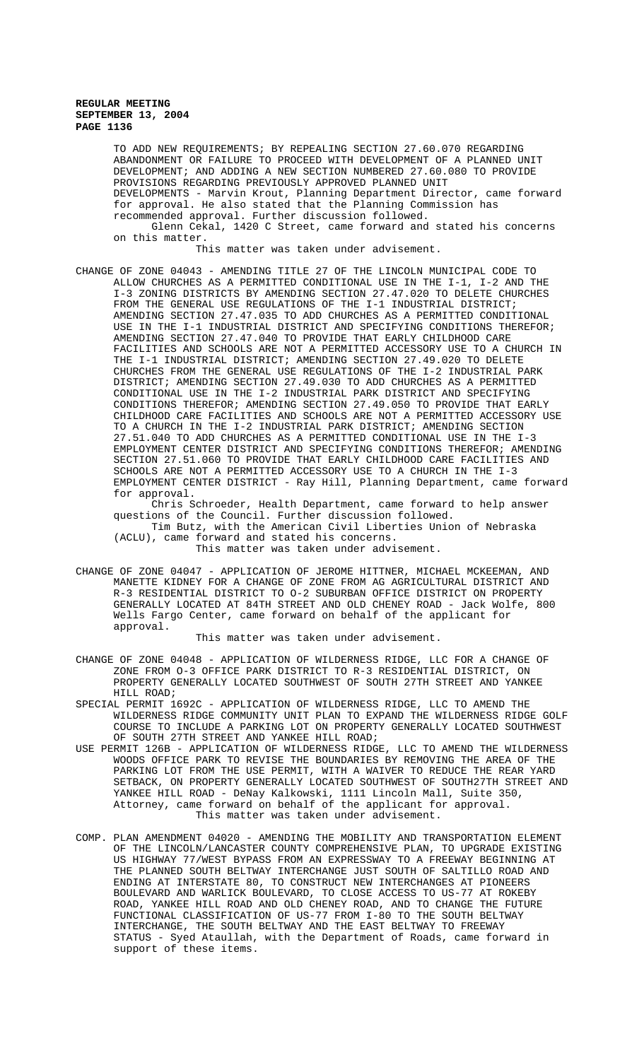TO ADD NEW REQUIREMENTS; BY REPEALING SECTION 27.60.070 REGARDING ABANDONMENT OR FAILURE TO PROCEED WITH DEVELOPMENT OF A PLANNED UNIT DEVELOPMENT; AND ADDING A NEW SECTION NUMBERED 27.60.080 TO PROVIDE PROVISIONS REGARDING PREVIOUSLY APPROVED PLANNED UNIT DEVELOPMENTS - Marvin Krout, Planning Department Director, came forward for approval. He also stated that the Planning Commission has recommended approval. Further discussion followed.

Glenn Cekal, 1420 C Street, came forward and stated his concerns on this matter.

This matter was taken under advisement.

CHANGE OF ZONE 04043 - AMENDING TITLE 27 OF THE LINCOLN MUNICIPAL CODE TO ALLOW CHURCHES AS A PERMITTED CONDITIONAL USE IN THE I-1, I-2 AND THE I-3 ZONING DISTRICTS BY AMENDING SECTION 27.47.020 TO DELETE CHURCHES FROM THE GENERAL USE REGULATIONS OF THE I-1 INDUSTRIAL DISTRICT; AMENDING SECTION 27.47.035 TO ADD CHURCHES AS A PERMITTED CONDITIONAL USE IN THE I-1 INDUSTRIAL DISTRICT AND SPECIFYING CONDITIONS THEREFOR; AMENDING SECTION 27.47.040 TO PROVIDE THAT EARLY CHILDHOOD CARE FACILITIES AND SCHOOLS ARE NOT A PERMITTED ACCESSORY USE TO A CHURCH IN THE I-1 INDUSTRIAL DISTRICT; AMENDING SECTION 27.49.020 TO DELETE CHURCHES FROM THE GENERAL USE REGULATIONS OF THE I-2 INDUSTRIAL PARK DISTRICT; AMENDING SECTION 27.49.030 TO ADD CHURCHES AS A PERMITTED CONDITIONAL USE IN THE I-2 INDUSTRIAL PARK DISTRICT AND SPECIFYING CONDITIONS THEREFOR; AMENDING SECTION 27.49.050 TO PROVIDE THAT EARLY CHILDHOOD CARE FACILITIES AND SCHOOLS ARE NOT A PERMITTED ACCESSORY USE TO A CHURCH IN THE I-2 INDUSTRIAL PARK DISTRICT; AMENDING SECTION 27.51.040 TO ADD CHURCHES AS A PERMITTED CONDITIONAL USE IN THE I-3 EMPLOYMENT CENTER DISTRICT AND SPECIFYING CONDITIONS THEREFOR; AMENDING SECTION 27.51.060 TO PROVIDE THAT EARLY CHILDHOOD CARE FACILITIES AND SCHOOLS ARE NOT A PERMITTED ACCESSORY USE TO A CHURCH IN THE I-3 EMPLOYMENT CENTER DISTRICT - Ray Hill, Planning Department, came forward for approval.

Chris Schroeder, Health Department, came forward to help answer questions of the Council. Further discussion followed.

Tim Butz, with the American Civil Liberties Union of Nebraska (ACLU), came forward and stated his concerns.

This matter was taken under advisement.

CHANGE OF ZONE 04047 - APPLICATION OF JEROME HITTNER, MICHAEL MCKEEMAN, AND MANETTE KIDNEY FOR A CHANGE OF ZONE FROM AG AGRICULTURAL DISTRICT AND R-3 RESIDENTIAL DISTRICT TO O-2 SUBURBAN OFFICE DISTRICT ON PROPERTY GENERALLY LOCATED AT 84TH STREET AND OLD CHENEY ROAD - Jack Wolfe, 800 Wells Fargo Center, came forward on behalf of the applicant for approval.

This matter was taken under advisement.

CHANGE OF ZONE 04048 - APPLICATION OF WILDERNESS RIDGE, LLC FOR A CHANGE OF ZONE FROM O-3 OFFICE PARK DISTRICT TO R-3 RESIDENTIAL DISTRICT, ON PROPERTY GENERALLY LOCATED SOUTHWEST OF SOUTH 27TH STREET AND YANKEE HILL ROAD;

SPECIAL PERMIT 1692C - APPLICATION OF WILDERNESS RIDGE, LLC TO AMEND THE WILDERNESS RIDGE COMMUNITY UNIT PLAN TO EXPAND THE WILDERNESS RIDGE GOLF COURSE TO INCLUDE A PARKING LOT ON PROPERTY GENERALLY LOCATED SOUTHWEST OF SOUTH 27TH STREET AND YANKEE HILL ROAD;

USE PERMIT 126B - APPLICATION OF WILDERNESS RIDGE, LLC TO AMEND THE WILDERNESS WOODS OFFICE PARK TO REVISE THE BOUNDARIES BY REMOVING THE AREA OF THE PARKING LOT FROM THE USE PERMIT, WITH A WAIVER TO REDUCE THE REAR YARD SETBACK, ON PROPERTY GENERALLY LOCATED SOUTHWEST OF SOUTH27TH STREET AND YANKEE HILL ROAD - DeNay Kalkowski, 1111 Lincoln Mall, Suite 350, Attorney, came forward on behalf of the applicant for approval.

This matter was taken under advisement.

COMP. PLAN AMENDMENT 04020 - AMENDING THE MOBILITY AND TRANSPORTATION ELEMENT OF THE LINCOLN/LANCASTER COUNTY COMPREHENSIVE PLAN, TO UPGRADE EXISTING US HIGHWAY 77/WEST BYPASS FROM AN EXPRESSWAY TO A FREEWAY BEGINNING AT THE PLANNED SOUTH BELTWAY INTERCHANGE JUST SOUTH OF SALTILLO ROAD AND ENDING AT INTERSTATE 80, TO CONSTRUCT NEW INTERCHANGES AT PIONEERS BOULEVARD AND WARLICK BOULEVARD, TO CLOSE ACCESS TO US-77 AT ROKEBY ROAD, YANKEE HILL ROAD AND OLD CHENEY ROAD, AND TO CHANGE THE FUTURE FUNCTIONAL CLASSIFICATION OF US-77 FROM I-80 TO THE SOUTH BELTWAY INTERCHANGE, THE SOUTH BELTWAY AND THE EAST BELTWAY TO FREEWAY STATUS - Syed Ataullah, with the Department of Roads, came forward in support of these items.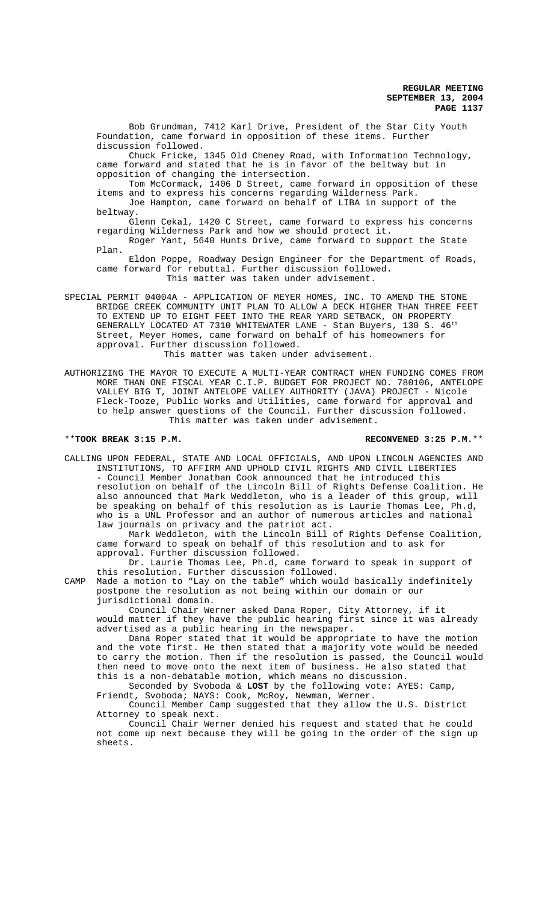Bob Grundman, 7412 Karl Drive, President of the Star City Youth Foundation, came forward in opposition of these items. Further discussion followed.

Chuck Fricke, 1345 Old Cheney Road, with Information Technology, came forward and stated that he is in favor of the beltway but in opposition of changing the intersection.

Tom McCormack, 1406 D Street, came forward in opposition of these items and to express his concerns regarding Wilderness Park.

Joe Hampton, came forward on behalf of LIBA in support of the beltway.

Glenn Cekal, 1420 C Street, came forward to express his concerns regarding Wilderness Park and how we should protect it.

Roger Yant, 5640 Hunts Drive, came forward to support the State Plan.

Eldon Poppe, Roadway Design Engineer for the Department of Roads, came forward for rebuttal. Further discussion followed.

This matter was taken under advisement.

SPECIAL PERMIT 04004A - APPLICATION OF MEYER HOMES, INC. TO AMEND THE STONE BRIDGE CREEK COMMUNITY UNIT PLAN TO ALLOW A DECK HIGHER THAN THREE FEET TO EXTEND UP TO EIGHT FEET INTO THE REAR YARD SETBACK, ON PROPERTY GENERALLY LOCATED AT 7310 WHITEWATER LANE - Stan Buyers, 130 S. 46th Street, Meyer Homes, came forward on behalf of his homeowners for approval. Further discussion followed.

This matter was taken under advisement.

AUTHORIZING THE MAYOR TO EXECUTE A MULTI-YEAR CONTRACT WHEN FUNDING COMES FROM MORE THAN ONE FISCAL YEAR C.I.P. BUDGET FOR PROJECT NO. 780106, ANTELOPE VALLEY BIG T, JOINT ANTELOPE VALLEY AUTHORITY (JAVA) PROJECT - Nicole Fleck-Tooze, Public Works and Utilities, came forward for approval and to help answer questions of the Council. Further discussion followed.

This matter was taken under advisement.

**\*\*TOOK BREAK 3:15 P.M. RECONVENED 3:25 P.M.\*\***

CALLING UPON FEDERAL, STATE AND LOCAL OFFICIALS, AND UPON LINCOLN AGENCIES AND INSTITUTIONS, TO AFFIRM AND UPHOLD CIVIL RIGHTS AND CIVIL LIBERTIES - Council Member Jonathan Cook announced that he introduced this resolution on behalf of the Lincoln Bill of Rights Defense Coalition. He also announced that Mark Weddleton, who is a leader of this group, will be speaking on behalf of this resolution as is Laurie Thomas Lee, Ph.d, who is a UNL Professor and an author of numerous articles and national law journals on privacy and the patriot act.

Mark Weddleton, with the Lincoln Bill of Rights Defense Coalition, came forward to speak on behalf of this resolution and to ask for approval. Further discussion followed.

Dr. Laurie Thomas Lee, Ph.d, came forward to speak in support of this resolution. Further discussion followed.

CAMP Made a motion to "Lay on the table" which would basically indefinitely postpone the resolution as not being within our domain or our jurisdictional domain.

Council Chair Werner asked Dana Roper, City Attorney, if it would matter if they have the public hearing first since it was already advertised as a public hearing in the newspaper.

Dana Roper stated that it would be appropriate to have the motion and the vote first. He then stated that a majority vote would be needed to carry the motion. Then if the resolution is passed, the Council would then need to move onto the next item of business. He also stated that this is a non-debatable motion, which means no discussion.

Seconded by Svoboda & **LOST** by the following vote: AYES: Camp, Friendt, Svoboda; NAYS: Cook, McRoy, Newman, Werner.

Council Member Camp suggested that they allow the U.S. District Attorney to speak next.

Council Chair Werner denied his request and stated that he could not come up next because they will be going in the order of the sign up sheets.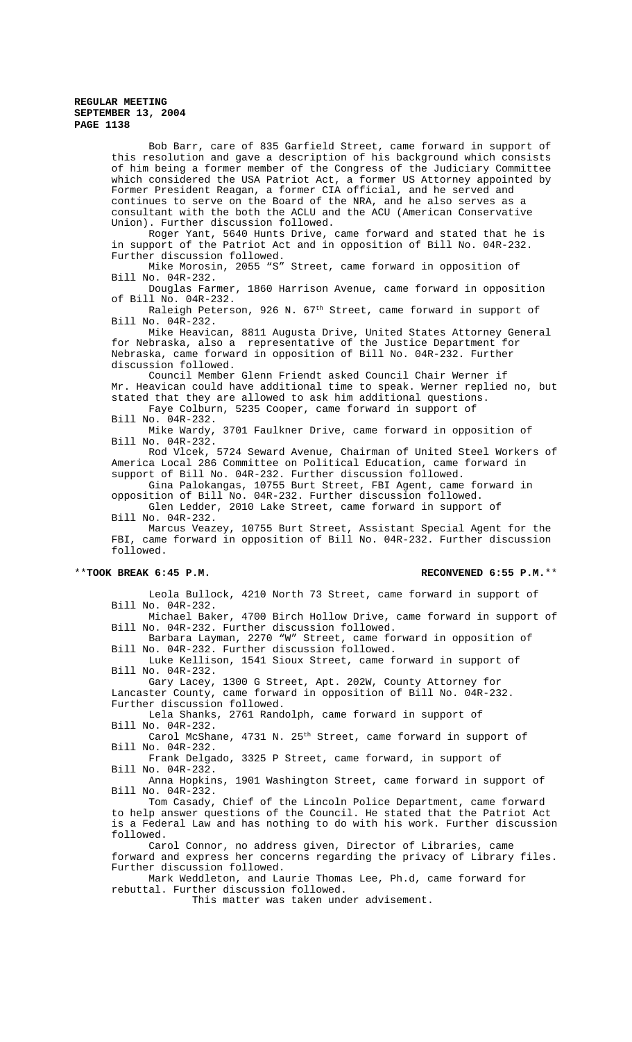Bob Barr, care of 835 Garfield Street, came forward in support of this resolution and gave a description of his background which consists of him being a former member of the Congress of the Judiciary Committee which considered the USA Patriot Act, a former US Attorney appointed by Former President Reagan, a former CIA official, and he served and continues to serve on the Board of the NRA, and he also serves as a consultant with the both the ACLU and the ACU (American Conservative Union). Further discussion followed.

Roger Yant, 5640 Hunts Drive, came forward and stated that he is in support of the Patriot Act and in opposition of Bill No. 04R-232. Further discussion followed.

Mike Morosin, 2055 "S" Street, came forward in opposition of Bill No. 04R-232.

Douglas Farmer, 1860 Harrison Avenue, came forward in opposition of Bill No. 04R-232.

Raleigh Peterson, 926 N. 67th Street, came forward in support of Bill No. 04R-232.

Mike Heavican, 8811 Augusta Drive, United States Attorney General for Nebraska, also a representative of the Justice Department for Nebraska, came forward in opposition of Bill No. 04R-232. Further discussion followed.

Council Member Glenn Friendt asked Council Chair Werner if Mr. Heavican could have additional time to speak. Werner replied no, but stated that they are allowed to ask him additional questions.

Faye Colburn, 5235 Cooper, came forward in support of Bill No. 04R-232.

Mike Wardy, 3701 Faulkner Drive, came forward in opposition of Bill No. 04R-232.

Rod Vlcek, 5724 Seward Avenue, Chairman of United Steel Workers of America Local 286 Committee on Political Education, came forward in support of Bill No. 04R-232. Further discussion followed.

Gina Palokangas, 10755 Burt Street, FBI Agent, came forward in opposition of Bill No. 04R-232. Further discussion followed.

Glen Ledder, 2010 Lake Street, came forward in support of Bill No. 04R-232.

Marcus Veazey, 10755 Burt Street, Assistant Special Agent for the FBI, came forward in opposition of Bill No. 04R-232. Further discussion followed.

**\*\*TOOK BREAK 6:45 P.M. RECONVENED 6:55 P.M.\*\***

Leola Bullock, 4210 North 73 Street, came forward in support of Bill No. 04R-232.

Michael Baker, 4700 Birch Hollow Drive, came forward in support of Bill No. 04R-232. Further discussion followed.

Barbara Layman, 2270 "W" Street, came forward in opposition of Bill No. 04R-232. Further discussion followed.

Luke Kellison, 1541 Sioux Street, came forward in support of Bill No. 04R-232.

Gary Lacey, 1300 G Street, Apt. 202W, County Attorney for Lancaster County, came forward in opposition of Bill No. 04R-232. Further discussion followed.

Lela Shanks, 2761 Randolph, came forward in support of Bill No. 04R-232.

Carol McShane, 4731 N. 25th Street, came forward in support of Bill No. 04R-232.

Frank Delgado, 3325 P Street, came forward, in support of Bill No. 04R-232.

Anna Hopkins, 1901 Washington Street, came forward in support of Bill No. 04R-232.

Tom Casady, Chief of the Lincoln Police Department, came forward to help answer questions of the Council. He stated that the Patriot Act is a Federal Law and has nothing to do with his work. Further discussion followed.

Carol Connor, no address given, Director of Libraries, came forward and express her concerns regarding the privacy of Library files. Further discussion followed.

Mark Weddleton, and Laurie Thomas Lee, Ph.d, came forward for rebuttal. Further discussion followed.

This matter was taken under advisement.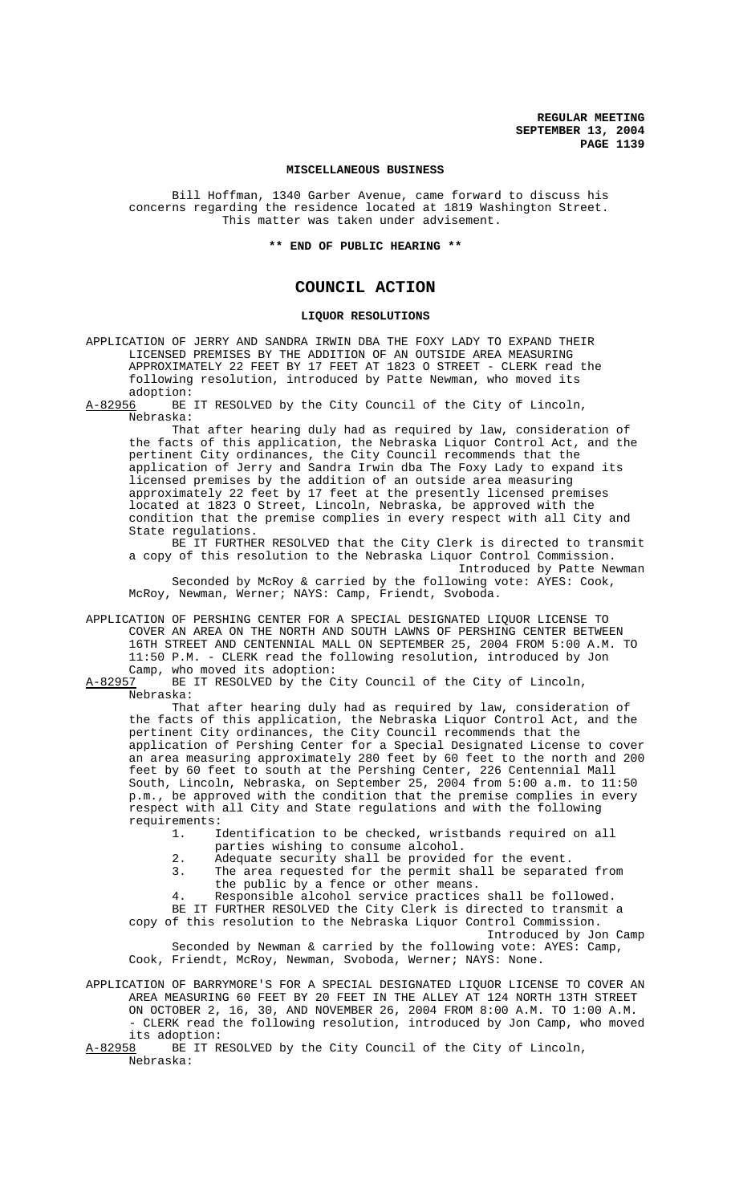#### MISCELLANEOUS BUSINESS

Bill Hoffman, 1340 Garber Avenue, came forward to discuss his concerns regarding the residence located at 1819 Washington Street. This matter was taken under advisement.

**\*\* END OF PUBLIC HEARING \*\***

# COUNCIL ACTION

#### LIQUOR RESOLUTIONS

APPLICATION OF JERRY AND SANDRA IRWIN DBA THE FOXY LADY TO EXPAND THEIR LICENSED PREMISES BY THE ADDITION OF AN OUTSIDE AREA MEASURING APPROXIMATELY 22 FEET BY 17 FEET AT 1823 O STREET - CLERK read the following resolution, introduced by Patte Newman, who moved its adoption:

A-82956 BE IT RESOLVED by the City Council of the City of Lincoln, Nebraska:

That after hearing duly had as required by law, consideration of the facts of this application, the Nebraska Liquor Control Act, and the pertinent City ordinances, the City Council recommends that the application of Jerry and Sandra Irwin dba The Foxy Lady to expand its licensed premises by the addition of an outside area measuring approximately 22 feet by 17 feet at the presently licensed premises located at 1823 O Street, Lincoln, Nebraska, be approved with the condition that the premise complies in every respect with all City and State regulations.

BE IT FURTHER RESOLVED that the City Clerk is directed to transmit a copy of this resolution to the Nebraska Liquor Control Commission.

Introduced by Patte Newman

Seconded by McRoy & carried by the following vote: AYES: Cook, McRoy, Newman, Werner; NAYS: Camp, Friendt, Svoboda.

APPLICATION OF PERSHING CENTER FOR A SPECIAL DESIGNATED LIQUOR LICENSE TO COVER AN AREA ON THE NORTH AND SOUTH LAWNS OF PERSHING CENTER BETWEEN 16TH STREET AND CENTENNIAL MALL ON SEPTEMBER 25, 2004 FROM 5:00 A.M. TO 11:50 P.M. - CLERK read the following resolution, introduced by Jon Camp, who moved its adoption:

A-82957 BE IT RESOLVED by the City Council of the City of Lincoln, Nebraska:

That after hearing duly had as required by law, consideration of the facts of this application, the Nebraska Liquor Control Act, and the pertinent City ordinances, the City Council recommends that the application of Pershing Center for a Special Designated License to cover an area measuring approximately 280 feet by 60 feet to the north and 200 feet by 60 feet to south at the Pershing Center, 226 Centennial Mall South, Lincoln, Nebraska, on September 25, 2004 from 5:00 a.m. to 11:50 p.m., be approved with the condition that the premise complies in every respect with all City and State regulations and with the following requirements:

1. Identification to be checked, wristbands required on all parties wishing to consume alcohol.
2. Adequate security shall be provided for the event.
3. The area requested for the permit shall be separated from the public by a fence or other means.
4. Responsible alcohol service practices shall be followed.

BE IT FURTHER RESOLVED the City Clerk is directed to transmit a copy of this resolution to the Nebraska Liquor Control Commission.

Introduced by Jon Camp

Seconded by Newman & carried by the following vote: AYES: Camp, Cook, Friendt, McRoy, Newman, Svoboda, Werner; NAYS: None.

APPLICATION OF BARRYMORE'S FOR A SPECIAL DESIGNATED LIQUOR LICENSE TO COVER AN AREA MEASURING 60 FEET BY 20 FEET IN THE ALLEY AT 124 NORTH 13TH STREET ON OCTOBER 2, 16, 30, AND NOVEMBER 26, 2004 FROM 8:00 A.M. TO 1:00 A.M. - CLERK read the following resolution, introduced by Jon Camp, who moved its adoption:

A-82958 BE IT RESOLVED by the City Council of the City of Lincoln, Nebraska: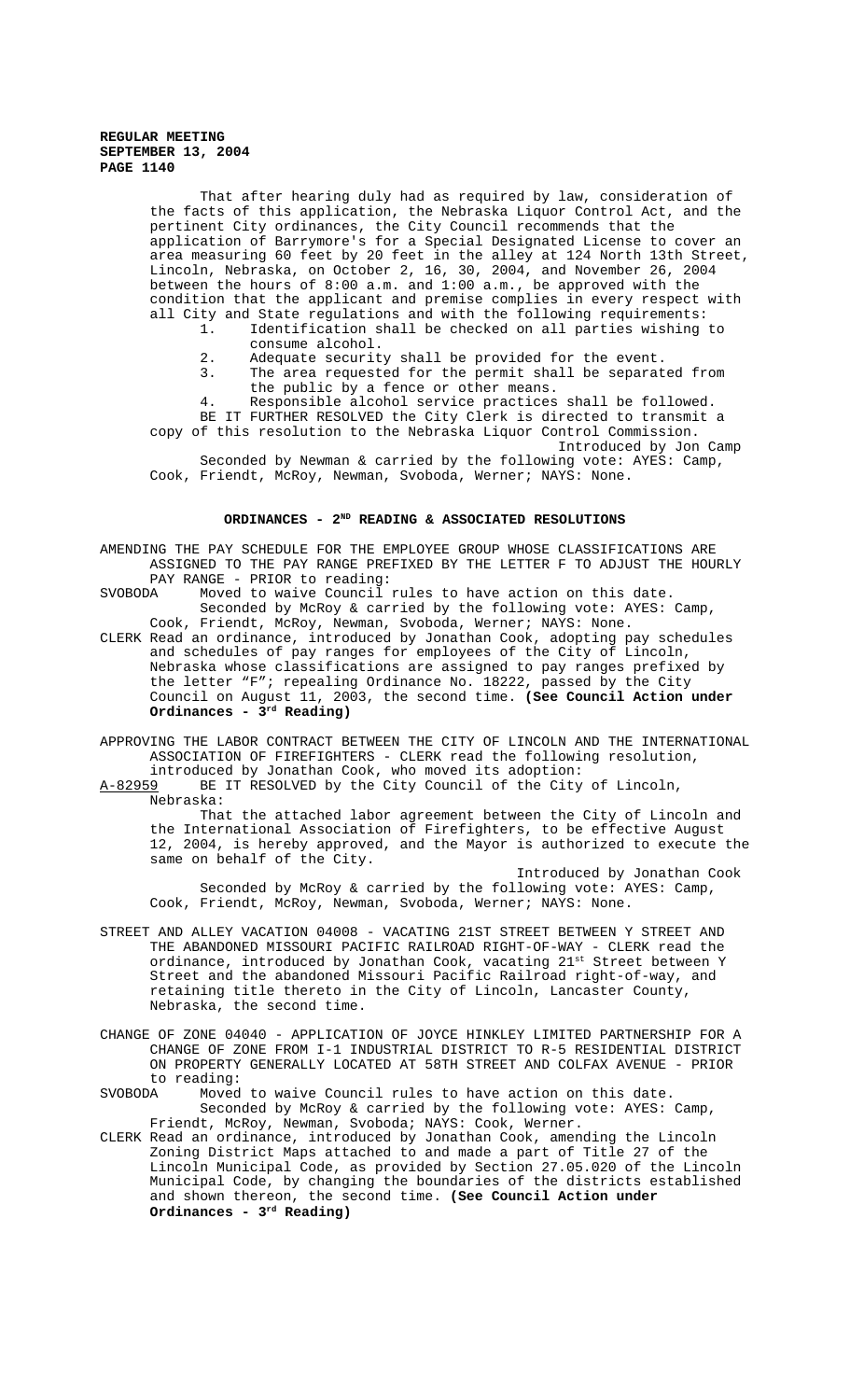That after hearing duly had as required by law, consideration of the facts of this application, the Nebraska Liquor Control Act, and the pertinent City ordinances, the City Council recommends that the application of Barrymore's for a Special Designated License to cover an area measuring 60 feet by 20 feet in the alley at 124 North 13th Street, Lincoln, Nebraska, on October 2, 16, 30, 2004, and November 26, 2004 between the hours of 8:00 a.m. and 1:00 a.m., be approved with the condition that the applicant and premise complies in every respect with all City and State regulations and with the following requirements:

1. Identification shall be checked on all parties wishing to consume alcohol.
2. Adequate security shall be provided for the event.
3. The area requested for the permit shall be separated from the public by a fence or other means.
4. Responsible alcohol service practices shall be followed.

BE IT FURTHER RESOLVED the City Clerk is directed to transmit a copy of this resolution to the Nebraska Liquor Control Commission.

Introduced by Jon Camp

Seconded by Newman & carried by the following vote: AYES: Camp, Cook, Friendt, McRoy, Newman, Svoboda, Werner; NAYS: None.

## ORDINANCES - 2ND READING & ASSOCIATED RESOLUTIONS

AMENDING THE PAY SCHEDULE FOR THE EMPLOYEE GROUP WHOSE CLASSIFICATIONS ARE ASSIGNED TO THE PAY RANGE PREFIXED BY THE LETTER F TO ADJUST THE HOURLY PAY RANGE - PRIOR to reading:

SVOBODA Moved to waive Council rules to have action on this date.

Seconded by McRoy & carried by the following vote: AYES: Camp, Cook, Friendt, McRoy, Newman, Svoboda, Werner; NAYS: None.

CLERK Read an ordinance, introduced by Jonathan Cook, adopting pay schedules and schedules of pay ranges for employees of the City of Lincoln, Nebraska whose classifications are assigned to pay ranges prefixed by the letter "F"; repealing Ordinance No. 18222, passed by the City Council on August 11, 2003, the second time. **(See Council Action under Ordinances - 3rd Reading)**

APPROVING THE LABOR CONTRACT BETWEEN THE CITY OF LINCOLN AND THE INTERNATIONAL ASSOCIATION OF FIREFIGHTERS - CLERK read the following resolution, introduced by Jonathan Cook, who moved its adoption:

A-82959 BE IT RESOLVED by the City Council of the City of Lincoln, Nebraska:

That the attached labor agreement between the City of Lincoln and the International Association of Firefighters, to be effective August 12, 2004, is hereby approved, and the Mayor is authorized to execute the same on behalf of the City.

Introduced by Jonathan Cook

Seconded by McRoy & carried by the following vote: AYES: Camp, Cook, Friendt, McRoy, Newman, Svoboda, Werner; NAYS: None.

STREET AND ALLEY VACATION 04008 - VACATING 21ST STREET BETWEEN Y STREET AND THE ABANDONED MISSOURI PACIFIC RAILROAD RIGHT-OF-WAY - CLERK read the ordinance, introduced by Jonathan Cook, vacating 21st Street between Y Street and the abandoned Missouri Pacific Railroad right-of-way, and retaining title thereto in the City of Lincoln, Lancaster County, Nebraska, the second time.

CHANGE OF ZONE 04040 - APPLICATION OF JOYCE HINKLEY LIMITED PARTNERSHIP FOR A CHANGE OF ZONE FROM I-1 INDUSTRIAL DISTRICT TO R-5 RESIDENTIAL DISTRICT ON PROPERTY GENERALLY LOCATED AT 58TH STREET AND COLFAX AVENUE - PRIOR to reading:

SVOBODA Moved to waive Council rules to have action on this date.

Seconded by McRoy & carried by the following vote: AYES: Camp, Friendt, McRoy, Newman, Svoboda; NAYS: Cook, Werner.

CLERK Read an ordinance, introduced by Jonathan Cook, amending the Lincoln Zoning District Maps attached to and made a part of Title 27 of the Lincoln Municipal Code, as provided by Section 27.05.020 of the Lincoln Municipal Code, by changing the boundaries of the districts established and shown thereon, the second time. **(See Council Action under Ordinances - 3rd Reading)**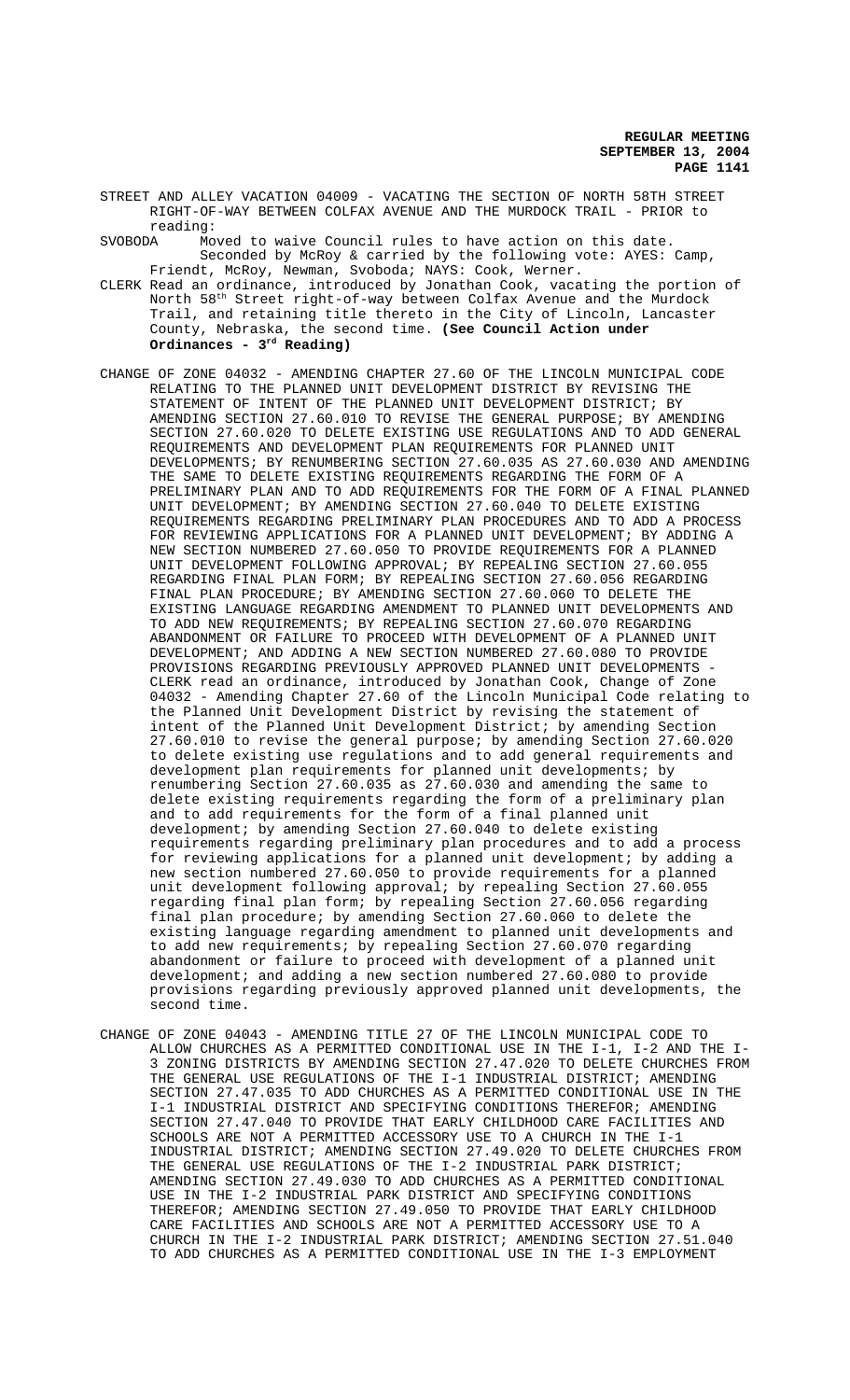STREET AND ALLEY VACATION 04009 - VACATING THE SECTION OF NORTH 58TH STREET RIGHT-OF-WAY BETWEEN COLFAX AVENUE AND THE MURDOCK TRAIL - PRIOR to reading:

SVOBODA Moved to waive Council rules to have action on this date.
Seconded by McRoy & carried by the following vote: AYES: Camp, Friendt, McRoy, Newman, Svoboda; NAYS: Cook, Werner.

CLERK Read an ordinance, introduced by Jonathan Cook, vacating the portion of North 58th Street right-of-way between Colfax Avenue and the Murdock Trail, and retaining title thereto in the City of Lincoln, Lancaster County, Nebraska, the second time. **(See Council Action under Ordinances - 3rd Reading)**

CHANGE OF ZONE 04032 - AMENDING CHAPTER 27.60 OF THE LINCOLN MUNICIPAL CODE RELATING TO THE PLANNED UNIT DEVELOPMENT DISTRICT BY REVISING THE STATEMENT OF INTENT OF THE PLANNED UNIT DEVELOPMENT DISTRICT; BY AMENDING SECTION 27.60.010 TO REVISE THE GENERAL PURPOSE; BY AMENDING SECTION 27.60.020 TO DELETE EXISTING USE REGULATIONS AND TO ADD GENERAL REQUIREMENTS AND DEVELOPMENT PLAN REQUIREMENTS FOR PLANNED UNIT DEVELOPMENTS; BY RENUMBERING SECTION 27.60.035 AS 27.60.030 AND AMENDING THE SAME TO DELETE EXISTING REQUIREMENTS REGARDING THE FORM OF A PRELIMINARY PLAN AND TO ADD REQUIREMENTS FOR THE FORM OF A FINAL PLANNED UNIT DEVELOPMENT; BY AMENDING SECTION 27.60.040 TO DELETE EXISTING REQUIREMENTS REGARDING PRELIMINARY PLAN PROCEDURES AND TO ADD A PROCESS FOR REVIEWING APPLICATIONS FOR A PLANNED UNIT DEVELOPMENT; BY ADDING A NEW SECTION NUMBERED 27.60.050 TO PROVIDE REQUIREMENTS FOR A PLANNED UNIT DEVELOPMENT FOLLOWING APPROVAL; BY REPEALING SECTION 27.60.055 REGARDING FINAL PLAN FORM; BY REPEALING SECTION 27.60.056 REGARDING FINAL PLAN PROCEDURE; BY AMENDING SECTION 27.60.060 TO DELETE THE EXISTING LANGUAGE REGARDING AMENDMENT TO PLANNED UNIT DEVELOPMENTS AND TO ADD NEW REQUIREMENTS; BY REPEALING SECTION 27.60.070 REGARDING ABANDONMENT OR FAILURE TO PROCEED WITH DEVELOPMENT OF A PLANNED UNIT DEVELOPMENT; AND ADDING A NEW SECTION NUMBERED 27.60.080 TO PROVIDE PROVISIONS REGARDING PREVIOUSLY APPROVED PLANNED UNIT DEVELOPMENTS - CLERK read an ordinance, introduced by Jonathan Cook, Change of Zone 04032 - Amending Chapter 27.60 of the Lincoln Municipal Code relating to the Planned Unit Development District by revising the statement of intent of the Planned Unit Development District; by amending Section 27.60.010 to revise the general purpose; by amending Section 27.60.020 to delete existing use regulations and to add general requirements and development plan requirements for planned unit developments; by renumbering Section 27.60.035 as 27.60.030 and amending the same to delete existing requirements regarding the form of a preliminary plan and to add requirements for the form of a final planned unit development; by amending Section 27.60.040 to delete existing requirements regarding preliminary plan procedures and to add a process for reviewing applications for a planned unit development; by adding a new section numbered 27.60.050 to provide requirements for a planned unit development following approval; by repealing Section 27.60.055 regarding final plan form; by repealing Section 27.60.056 regarding final plan procedure; by amending Section 27.60.060 to delete the existing language regarding amendment to planned unit developments and to add new requirements; by repealing Section 27.60.070 regarding abandonment or failure to proceed with development of a planned unit development; and adding a new section numbered 27.60.080 to provide provisions regarding previously approved planned unit developments, the second time.

CHANGE OF ZONE 04043 - AMENDING TITLE 27 OF THE LINCOLN MUNICIPAL CODE TO ALLOW CHURCHES AS A PERMITTED CONDITIONAL USE IN THE I-1, I-2 AND THE I-3 ZONING DISTRICTS BY AMENDING SECTION 27.47.020 TO DELETE CHURCHES FROM THE GENERAL USE REGULATIONS OF THE I-1 INDUSTRIAL DISTRICT; AMENDING SECTION 27.47.035 TO ADD CHURCHES AS A PERMITTED CONDITIONAL USE IN THE I-1 INDUSTRIAL DISTRICT AND SPECIFYING CONDITIONS THEREFOR; AMENDING SECTION 27.47.040 TO PROVIDE THAT EARLY CHILDHOOD CARE FACILITIES AND SCHOOLS ARE NOT A PERMITTED ACCESSORY USE TO A CHURCH IN THE I-1 INDUSTRIAL DISTRICT; AMENDING SECTION 27.49.020 TO DELETE CHURCHES FROM THE GENERAL USE REGULATIONS OF THE I-2 INDUSTRIAL PARK DISTRICT; AMENDING SECTION 27.49.030 TO ADD CHURCHES AS A PERMITTED CONDITIONAL USE IN THE I-2 INDUSTRIAL PARK DISTRICT AND SPECIFYING CONDITIONS THEREFOR; AMENDING SECTION 27.49.050 TO PROVIDE THAT EARLY CHILDHOOD CARE FACILITIES AND SCHOOLS ARE NOT A PERMITTED ACCESSORY USE TO A CHURCH IN THE I-2 INDUSTRIAL PARK DISTRICT; AMENDING SECTION 27.51.040 TO ADD CHURCHES AS A PERMITTED CONDITIONAL USE IN THE I-3 EMPLOYMENT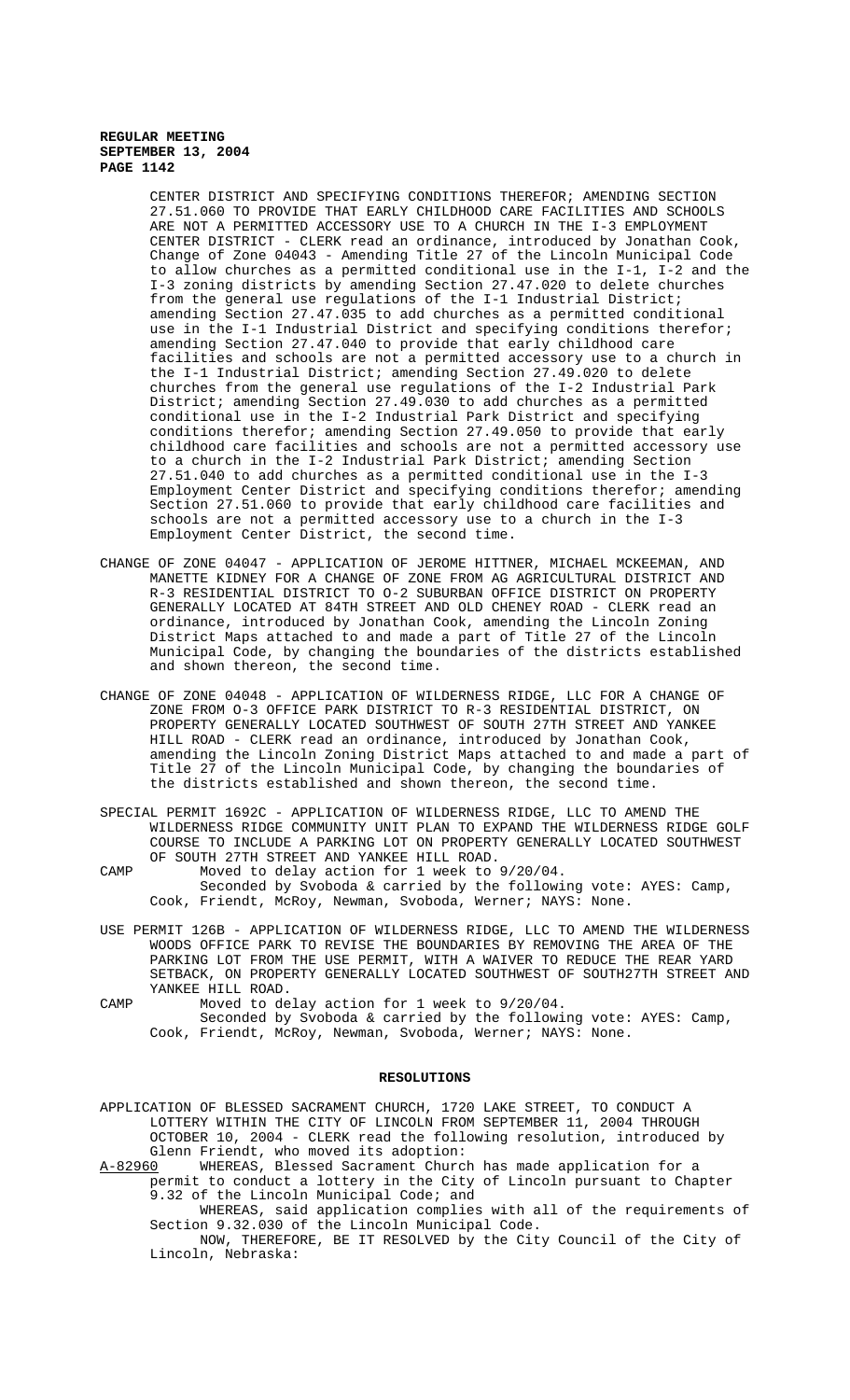CENTER DISTRICT AND SPECIFYING CONDITIONS THEREFOR; AMENDING SECTION 27.51.060 TO PROVIDE THAT EARLY CHILDHOOD CARE FACILITIES AND SCHOOLS ARE NOT A PERMITTED ACCESSORY USE TO A CHURCH IN THE I-3 EMPLOYMENT CENTER DISTRICT - CLERK read an ordinance, introduced by Jonathan Cook, Change of Zone 04043 - Amending Title 27 of the Lincoln Municipal Code to allow churches as a permitted conditional use in the I-1, I-2 and the I-3 zoning districts by amending Section 27.47.020 to delete churches from the general use regulations of the I-1 Industrial District; amending Section 27.47.035 to add churches as a permitted conditional use in the I-1 Industrial District and specifying conditions therefor; amending Section 27.47.040 to provide that early childhood care facilities and schools are not a permitted accessory use to a church in the I-1 Industrial District; amending Section 27.49.020 to delete churches from the general use regulations of the I-2 Industrial Park District; amending Section 27.49.030 to add churches as a permitted conditional use in the I-2 Industrial Park District and specifying conditions therefor; amending Section 27.49.050 to provide that early childhood care facilities and schools are not a permitted accessory use to a church in the I-2 Industrial Park District; amending Section 27.51.040 to add churches as a permitted conditional use in the I-3 Employment Center District and specifying conditions therefor; amending Section 27.51.060 to provide that early childhood care facilities and schools are not a permitted accessory use to a church in the I-3 Employment Center District, the second time.

CHANGE OF ZONE 04047 - APPLICATION OF JEROME HITTNER, MICHAEL MCKEEMAN, AND MANETTE KIDNEY FOR A CHANGE OF ZONE FROM AG AGRICULTURAL DISTRICT AND R-3 RESIDENTIAL DISTRICT TO O-2 SUBURBAN OFFICE DISTRICT ON PROPERTY GENERALLY LOCATED AT 84TH STREET AND OLD CHENEY ROAD - CLERK read an ordinance, introduced by Jonathan Cook, amending the Lincoln Zoning District Maps attached to and made a part of Title 27 of the Lincoln Municipal Code, by changing the boundaries of the districts established and shown thereon, the second time.

CHANGE OF ZONE 04048 - APPLICATION OF WILDERNESS RIDGE, LLC FOR A CHANGE OF ZONE FROM O-3 OFFICE PARK DISTRICT TO R-3 RESIDENTIAL DISTRICT, ON PROPERTY GENERALLY LOCATED SOUTHWEST OF SOUTH 27TH STREET AND YANKEE HILL ROAD - CLERK read an ordinance, introduced by Jonathan Cook, amending the Lincoln Zoning District Maps attached to and made a part of Title 27 of the Lincoln Municipal Code, by changing the boundaries of the districts established and shown thereon, the second time.

SPECIAL PERMIT 1692C - APPLICATION OF WILDERNESS RIDGE, LLC TO AMEND THE WILDERNESS RIDGE COMMUNITY UNIT PLAN TO EXPAND THE WILDERNESS RIDGE GOLF COURSE TO INCLUDE A PARKING LOT ON PROPERTY GENERALLY LOCATED SOUTHWEST OF SOUTH 27TH STREET AND YANKEE HILL ROAD.

CAMP Moved to delay action for 1 week to 9/20/04.
Seconded by Svoboda & carried by the following vote: AYES: Camp, Cook, Friendt, McRoy, Newman, Svoboda, Werner; NAYS: None.

USE PERMIT 126B - APPLICATION OF WILDERNESS RIDGE, LLC TO AMEND THE WILDERNESS WOODS OFFICE PARK TO REVISE THE BOUNDARIES BY REMOVING THE AREA OF THE PARKING LOT FROM THE USE PERMIT, WITH A WAIVER TO REDUCE THE REAR YARD SETBACK, ON PROPERTY GENERALLY LOCATED SOUTHWEST OF SOUTH27TH STREET AND YANKEE HILL ROAD.

CAMP Moved to delay action for 1 week to 9/20/04.
Seconded by Svoboda & carried by the following vote: AYES: Camp, Cook, Friendt, McRoy, Newman, Svoboda, Werner; NAYS: None.

## RESOLUTIONS

APPLICATION OF BLESSED SACRAMENT CHURCH, 1720 LAKE STREET, TO CONDUCT A LOTTERY WITHIN THE CITY OF LINCOLN FROM SEPTEMBER 11, 2004 THROUGH OCTOBER 10, 2004 - CLERK read the following resolution, introduced by Glenn Friendt, who moved its adoption:

A-82960 WHEREAS, Blessed Sacrament Church has made application for a permit to conduct a lottery in the City of Lincoln pursuant to Chapter 9.32 of the Lincoln Municipal Code; and

WHEREAS, said application complies with all of the requirements of Section 9.32.030 of the Lincoln Municipal Code.

NOW, THEREFORE, BE IT RESOLVED by the City Council of the City of Lincoln, Nebraska: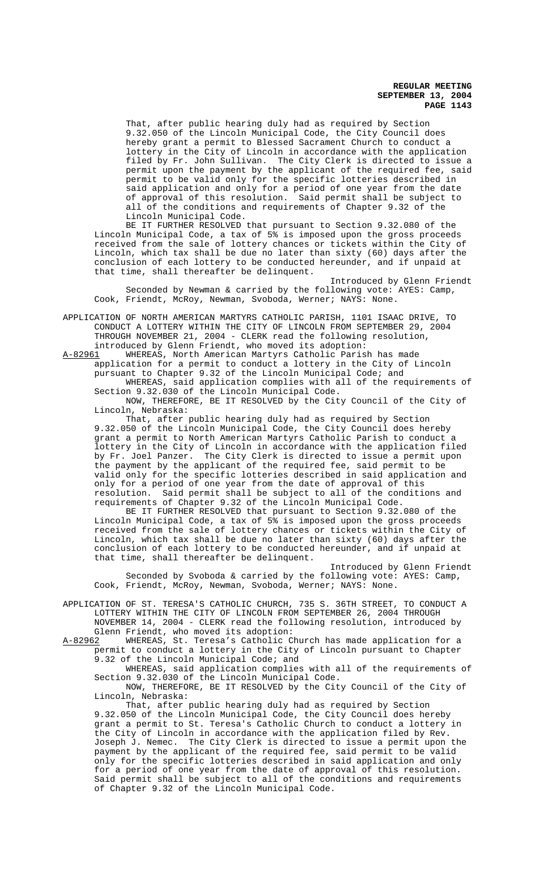That, after public hearing duly had as required by Section 9.32.050 of the Lincoln Municipal Code, the City Council does hereby grant a permit to Blessed Sacrament Church to conduct a lottery in the City of Lincoln in accordance with the application filed by Fr. John Sullivan. The City Clerk is directed to issue a permit upon the payment by the applicant of the required fee, said permit to be valid only for the specific lotteries described in said application and only for a period of one year from the date of approval of this resolution. Said permit shall be subject to all of the conditions and requirements of Chapter 9.32 of the Lincoln Municipal Code.

BE IT FURTHER RESOLVED that pursuant to Section 9.32.080 of the Lincoln Municipal Code, a tax of 5% is imposed upon the gross proceeds received from the sale of lottery chances or tickets within the City of Lincoln, which tax shall be due no later than sixty (60) days after the conclusion of each lottery to be conducted hereunder, and if unpaid at that time, shall thereafter be delinquent.

Introduced by Glenn Friendt

Seconded by Newman & carried by the following vote: AYES: Camp, Cook, Friendt, McRoy, Newman, Svoboda, Werner; NAYS: None.

APPLICATION OF NORTH AMERICAN MARTYRS CATHOLIC PARISH, 1101 ISAAC DRIVE, TO CONDUCT A LOTTERY WITHIN THE CITY OF LINCOLN FROM SEPTEMBER 29, 2004 THROUGH NOVEMBER 21, 2004 - CLERK read the following resolution, introduced by Glenn Friendt, who moved its adoption:

A-82961 WHEREAS, North American Martyrs Catholic Parish has made application for a permit to conduct a lottery in the City of Lincoln pursuant to Chapter 9.32 of the Lincoln Municipal Code; and

WHEREAS, said application complies with all of the requirements of Section 9.32.030 of the Lincoln Municipal Code.

NOW, THEREFORE, BE IT RESOLVED by the City Council of the City of Lincoln, Nebraska:

That, after public hearing duly had as required by Section 9.32.050 of the Lincoln Municipal Code, the City Council does hereby grant a permit to North American Martyrs Catholic Parish to conduct a lottery in the City of Lincoln in accordance with the application filed by Fr. Joel Panzer. The City Clerk is directed to issue a permit upon the payment by the applicant of the required fee, said permit to be valid only for the specific lotteries described in said application and only for a period of one year from the date of approval of this resolution. Said permit shall be subject to all of the conditions and requirements of Chapter 9.32 of the Lincoln Municipal Code.

BE IT FURTHER RESOLVED that pursuant to Section 9.32.080 of the Lincoln Municipal Code, a tax of 5% is imposed upon the gross proceeds received from the sale of lottery chances or tickets within the City of Lincoln, which tax shall be due no later than sixty (60) days after the conclusion of each lottery to be conducted hereunder, and if unpaid at that time, shall thereafter be delinquent.

Introduced by Glenn Friendt

Seconded by Svoboda & carried by the following vote: AYES: Camp, Cook, Friendt, McRoy, Newman, Svoboda, Werner; NAYS: None.

APPLICATION OF ST. TERESA'S CATHOLIC CHURCH, 735 S. 36TH STREET, TO CONDUCT A LOTTERY WITHIN THE CITY OF LINCOLN FROM SEPTEMBER 26, 2004 THROUGH NOVEMBER 14, 2004 - CLERK read the following resolution, introduced by Glenn Friendt, who moved its adoption:

A-82962 WHEREAS, St. Teresa's Catholic Church has made application for a permit to conduct a lottery in the City of Lincoln pursuant to Chapter 9.32 of the Lincoln Municipal Code; and

WHEREAS, said application complies with all of the requirements of Section 9.32.030 of the Lincoln Municipal Code.

NOW, THEREFORE, BE IT RESOLVED by the City Council of the City of Lincoln, Nebraska:

That, after public hearing duly had as required by Section 9.32.050 of the Lincoln Municipal Code, the City Council does hereby grant a permit to St. Teresa's Catholic Church to conduct a lottery in the City of Lincoln in accordance with the application filed by Rev. Joseph J. Nemec. The City Clerk is directed to issue a permit upon the payment by the applicant of the required fee, said permit to be valid only for the specific lotteries described in said application and only for a period of one year from the date of approval of this resolution. Said permit shall be subject to all of the conditions and requirements of Chapter 9.32 of the Lincoln Municipal Code.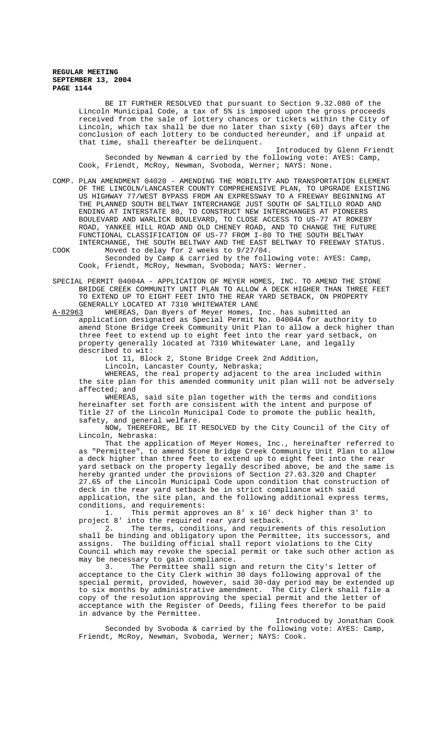BE IT FURTHER RESOLVED that pursuant to Section 9.32.080 of the Lincoln Municipal Code, a tax of 5% is imposed upon the gross proceeds received from the sale of lottery chances or tickets within the City of Lincoln, which tax shall be due no later than sixty (60) days after the conclusion of each lottery to be conducted hereunder, and if unpaid at that time, shall thereafter be delinquent.

Introduced by Glenn Friendt

Seconded by Newman & carried by the following vote: AYES: Camp, Cook, Friendt, McRoy, Newman, Svoboda, Werner; NAYS: None.

COMP. PLAN AMENDMENT 04020 - AMENDING THE MOBILITY AND TRANSPORTATION ELEMENT OF THE LINCOLN/LANCASTER COUNTY COMPREHENSIVE PLAN, TO UPGRADE EXISTING US HIGHWAY 77/WEST BYPASS FROM AN EXPRESSWAY TO A FREEWAY BEGINNING AT THE PLANNED SOUTH BELTWAY INTERCHANGE JUST SOUTH OF SALTILLO ROAD AND ENDING AT INTERSTATE 80, TO CONSTRUCT NEW INTERCHANGES AT PIONEERS BOULEVARD AND WARLICK BOULEVARD, TO CLOSE ACCESS TO US-77 AT ROKEBY ROAD, YANKEE HILL ROAD AND OLD CHENEY ROAD, AND TO CHANGE THE FUTURE FUNCTIONAL CLASSIFICATION OF US-77 FROM I-80 TO THE SOUTH BELTWAY INTERCHANGE, THE SOUTH BELTWAY AND THE EAST BELTWAY TO FREEWAY STATUS.

COOK Moved to delay for 2 weeks to 9/27/04.

Seconded by Camp & carried by the following vote: AYES: Camp, Cook, Friendt, McRoy, Newman, Svoboda; NAYS: Werner.

SPECIAL PERMIT 04004A - APPLICATION OF MEYER HOMES, INC. TO AMEND THE STONE BRIDGE CREEK COMMUNITY UNIT PLAN TO ALLOW A DECK HIGHER THAN THREE FEET TO EXTEND UP TO EIGHT FEET INTO THE REAR YARD SETBACK, ON PROPERTY GENERALLY LOCATED AT 7310 WHITEWATER LANE

A-82963 WHEREAS, Dan Byers of Meyer Homes, Inc. has submitted an application designated as Special Permit No. 04004A for authority to amend Stone Bridge Creek Community Unit Plan to allow a deck higher than three feet to extend up to eight feet into the rear yard setback, on property generally located at 7310 Whitewater Lane, and legally described to wit:

Lot 11, Block 2, Stone Bridge Creek 2nd Addition,
Lincoln, Lancaster County, Nebraska;

WHEREAS, the real property adjacent to the area included within the site plan for this amended community unit plan will not be adversely affected; and

WHEREAS, said site plan together with the terms and conditions hereinafter set forth are consistent with the intent and purpose of Title 27 of the Lincoln Municipal Code to promote the public health, safety, and general welfare.

NOW, THEREFORE, BE IT RESOLVED by the City Council of the City of Lincoln, Nebraska:

That the application of Meyer Homes, Inc., hereinafter referred to as "Permittee", to amend Stone Bridge Creek Community Unit Plan to allow a deck higher than three feet to extend up to eight feet into the rear yard setback on the property legally described above, be and the same is hereby granted under the provisions of Section 27.63.320 and Chapter 27.65 of the Lincoln Municipal Code upon condition that construction of deck in the rear yard setback be in strict compliance with said application, the site plan, and the following additional express terms, conditions, and requirements:

1. This permit approves an 8' x 16' deck higher than 3' to project 8' into the required rear yard setback.

2. The terms, conditions, and requirements of this resolution shall be binding and obligatory upon the Permittee, its successors, and assigns. The building official shall report violations to the City Council which may revoke the special permit or take such other action as may be necessary to gain compliance.

3. The Permittee shall sign and return the City's letter of acceptance to the City Clerk within 30 days following approval of the special permit, provided, however, said 30-day period may be extended up to six months by administrative amendment. The City Clerk shall file a copy of the resolution approving the special permit and the letter of acceptance with the Register of Deeds, filing fees therefor to be paid in advance by the Permittee.

Introduced by Jonathan Cook

Seconded by Svoboda & carried by the following vote: AYES: Camp, Friendt, McRoy, Newman, Svoboda, Werner; NAYS: Cook.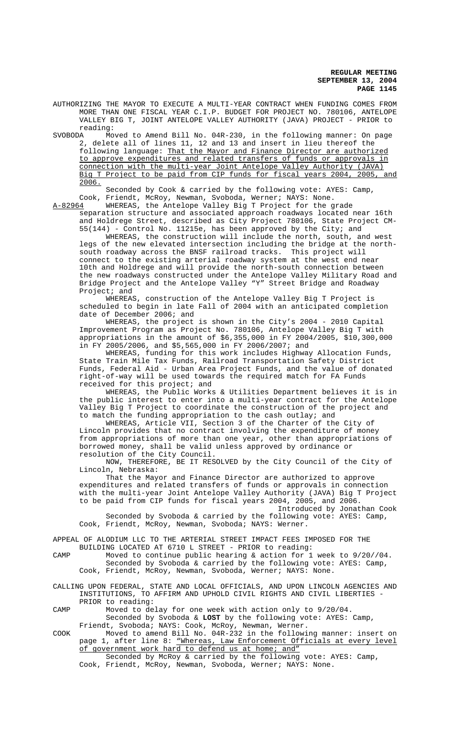AUTHORIZING THE MAYOR TO EXECUTE A MULTI-YEAR CONTRACT WHEN FUNDING COMES FROM MORE THAN ONE FISCAL YEAR C.I.P. BUDGET FOR PROJECT NO. 780106, ANTELOPE VALLEY BIG T, JOINT ANTELOPE VALLEY AUTHORITY (JAVA) PROJECT - PRIOR to reading:

SVOBODA Moved to Amend Bill No. 04R-230, in the following manner: On page 2, delete all of lines 11, 12 and 13 and insert in lieu thereof the following language: That the Mayor and Finance Director are authorized to approve expenditures and related transfers of funds or approvals in connection with the multi-year Joint Antelope Valley Authority (JAVA) Big T Project to be paid from CIP funds for fiscal years 2004, 2005, and 2006.

Seconded by Cook & carried by the following vote: AYES: Camp, Cook, Friendt, McRoy, Newman, Svoboda, Werner; NAYS: None.

A-82964 WHEREAS, the Antelope Valley Big T Project for the grade separation structure and associated approach roadways located near 16th and Holdrege Street, described as City Project 780106, State Project CM-55(144) - Control No. 11215e, has been approved by the City; and

WHEREAS, the construction will include the north, south, and west legs of the new elevated intersection including the bridge at the north-south roadway across the BNSF railroad tracks. This project will connect to the existing arterial roadway system at the west end near 10th and Holdrege and will provide the north-south connection between the new roadways constructed under the Antelope Valley Military Road and Bridge Project and the Antelope Valley "Y" Street Bridge and Roadway Project; and

WHEREAS, construction of the Antelope Valley Big T Project is scheduled to begin in late Fall of 2004 with an anticipated completion date of December 2006; and

WHEREAS, the project is shown in the City's 2004 - 2010 Capital Improvement Program as Project No. 780106, Antelope Valley Big T with appropriations in the amount of $6,355,000 in FY 2004/2005, $10,300,000 in FY 2005/2006, and $5,565,000 in FY 2006/2007; and

WHEREAS, funding for this work includes Highway Allocation Funds, State Train Mile Tax Funds, Railroad Transportation Safety District Funds, Federal Aid - Urban Area Project Funds, and the value of donated right-of-way will be used towards the required match for FA Funds received for this project; and

WHEREAS, the Public Works & Utilities Department believes it is in the public interest to enter into a multi-year contract for the Antelope Valley Big T Project to coordinate the construction of the project and to match the funding appropriation to the cash outlay; and

WHEREAS, Article VII, Section 3 of the Charter of the City of Lincoln provides that no contract involving the expenditure of money from appropriations of more than one year, other than appropriations of borrowed money, shall be valid unless approved by ordinance or resolution of the City Council.

NOW, THEREFORE, BE IT RESOLVED by the City Council of the City of Lincoln, Nebraska:

That the Mayor and Finance Director are authorized to approve expenditures and related transfers of funds or approvals in connection with the multi-year Joint Antelope Valley Authority (JAVA) Big T Project to be paid from CIP funds for fiscal years 2004, 2005, and 2006.

Introduced by Jonathan Cook

Seconded by Svoboda & carried by the following vote: AYES: Camp, Cook, Friendt, McRoy, Newman, Svoboda; NAYS: Werner.

APPEAL OF ALODIUM LLC TO THE ARTERIAL STREET IMPACT FEES IMPOSED FOR THE BUILDING LOCATED AT 6710 L STREET - PRIOR to reading:

CAMP Moved to continue public hearing & action for 1 week to 9/20//04.

Seconded by Svoboda & carried by the following vote: AYES: Camp, Cook, Friendt, McRoy, Newman, Svoboda, Werner; NAYS: None.

CALLING UPON FEDERAL, STATE AND LOCAL OFFICIALS, AND UPON LINCOLN AGENCIES AND INSTITUTIONS, TO AFFIRM AND UPHOLD CIVIL RIGHTS AND CIVIL LIBERTIES - PRIOR to reading:

CAMP Moved to delay for one week with action only to 9/20/04.

Seconded by Svoboda & **LOST** by the following vote: AYES: Camp, Friendt, Svoboda; NAYS: Cook, McRoy, Newman, Werner.

COOK Moved to amend Bill No. 04R-232 in the following manner: insert on page 1, after line 8: "Whereas, Law Enforcement Officials at every level of government work hard to defend us at home; and"

Seconded by McRoy & carried by the following vote: AYES: Camp, Cook, Friendt, McRoy, Newman, Svoboda, Werner; NAYS: None.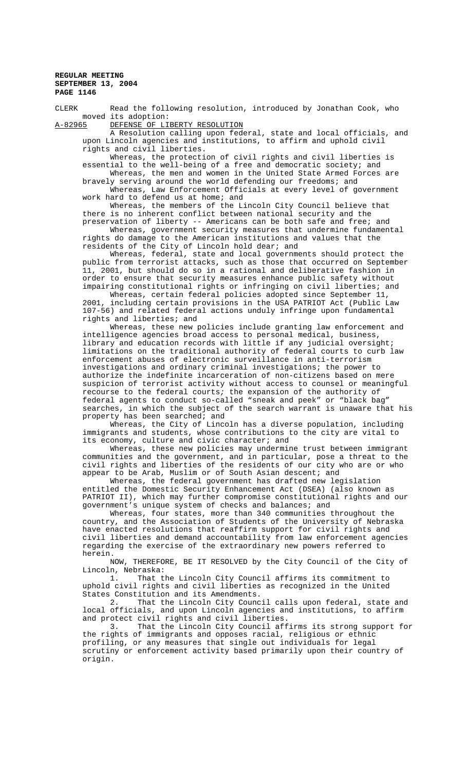CLERK Read the following resolution, introduced by Jonathan Cook, who moved its adoption:

A-82965 DEFENSE OF LIBERTY RESOLUTION

A Resolution calling upon federal, state and local officials, and upon Lincoln agencies and institutions, to affirm and uphold civil rights and civil liberties.

Whereas, the protection of civil rights and civil liberties is essential to the well-being of a free and democratic society; and

Whereas, the men and women in the United State Armed Forces are bravely serving around the world defending our freedoms; and

Whereas, Law Enforcement Officials at every level of government work hard to defend us at home; and

Whereas, the members of the Lincoln City Council believe that there is no inherent conflict between national security and the preservation of liberty -- Americans can be both safe and free; and

Whereas, government security measures that undermine fundamental rights do damage to the American institutions and values that the residents of the City of Lincoln hold dear; and

Whereas, federal, state and local governments should protect the public from terrorist attacks, such as those that occurred on September 11, 2001, but should do so in a rational and deliberative fashion in order to ensure that security measures enhance public safety without impairing constitutional rights or infringing on civil liberties; and

Whereas, certain federal policies adopted since September 11, 2001, including certain provisions in the USA PATRIOT Act (Public Law 107-56) and related federal actions unduly infringe upon fundamental rights and liberties; and

Whereas, these new policies include granting law enforcement and intelligence agencies broad access to personal medical, business, library and education records with little if any judicial oversight; limitations on the traditional authority of federal courts to curb law enforcement abuses of electronic surveillance in anti-terrorism investigations and ordinary criminal investigations; the power to authorize the indefinite incarceration of non-citizens based on mere suspicion of terrorist activity without access to counsel or meaningful recourse to the federal courts; the expansion of the authority of federal agents to conduct so-called "sneak and peek" or "black bag" searches, in which the subject of the search warrant is unaware that his property has been searched; and

Whereas, the City of Lincoln has a diverse population, including immigrants and students, whose contributions to the city are vital to its economy, culture and civic character; and

Whereas, these new policies may undermine trust between immigrant communities and the government, and in particular, pose a threat to the civil rights and liberties of the residents of our city who are or who appear to be Arab, Muslim or of South Asian descent; and

Whereas, the federal government has drafted new legislation entitled the Domestic Security Enhancement Act (DSEA) (also known as PATRIOT II), which may further compromise constitutional rights and our government's unique system of checks and balances; and

Whereas, four states, more than 340 communities throughout the country, and the Association of Students of the University of Nebraska have enacted resolutions that reaffirm support for civil rights and civil liberties and demand accountability from law enforcement agencies regarding the exercise of the extraordinary new powers referred to herein.

NOW, THEREFORE, BE IT RESOLVED by the City Council of the City of Lincoln, Nebraska:

1. That the Lincoln City Council affirms its commitment to uphold civil rights and civil liberties as recognized in the United States Constitution and its Amendments.

2. That the Lincoln City Council calls upon federal, state and local officials, and upon Lincoln agencies and institutions, to affirm and protect civil rights and civil liberties.

3. That the Lincoln City Council affirms its strong support for the rights of immigrants and opposes racial, religious or ethnic profiling, or any measures that single out individuals for legal scrutiny or enforcement activity based primarily upon their country of origin.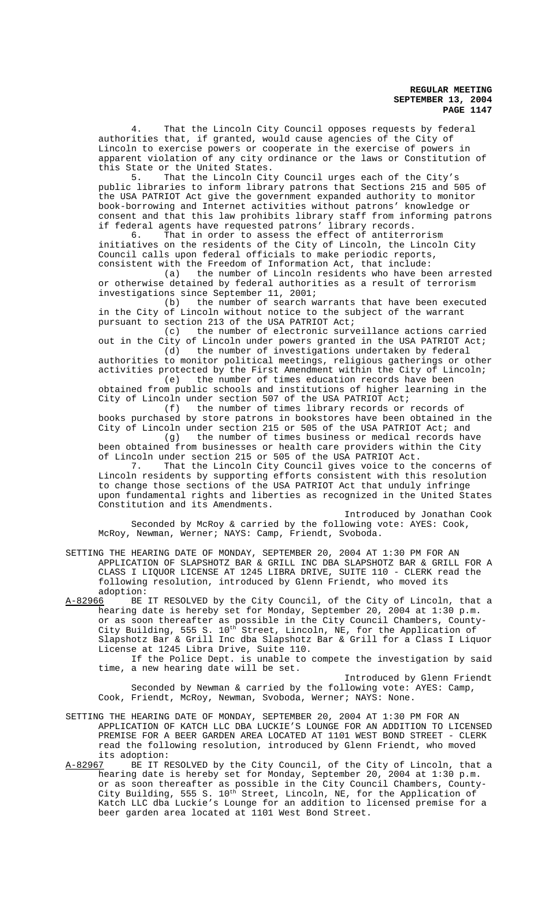4. That the Lincoln City Council opposes requests by federal authorities that, if granted, would cause agencies of the City of Lincoln to exercise powers or cooperate in the exercise of powers in apparent violation of any city ordinance or the laws or Constitution of this State or the United States.

5. That the Lincoln City Council urges each of the City's public libraries to inform library patrons that Sections 215 and 505 of the USA PATRIOT Act give the government expanded authority to monitor book-borrowing and Internet activities without patrons' knowledge or consent and that this law prohibits library staff from informing patrons if federal agents have requested patrons' library records.

6. That in order to assess the effect of antiterrorism initiatives on the residents of the City of Lincoln, the Lincoln City Council calls upon federal officials to make periodic reports, consistent with the Freedom of Information Act, that include:

(a) the number of Lincoln residents who have been arrested or otherwise detained by federal authorities as a result of terrorism investigations since September 11, 2001;

(b) the number of search warrants that have been executed in the City of Lincoln without notice to the subject of the warrant pursuant to section 213 of the USA PATRIOT Act;

(c) the number of electronic surveillance actions carried out in the City of Lincoln under powers granted in the USA PATRIOT Act;

(d) the number of investigations undertaken by federal authorities to monitor political meetings, religious gatherings or other activities protected by the First Amendment within the City of Lincoln;

(e) the number of times education records have been obtained from public schools and institutions of higher learning in the City of Lincoln under section 507 of the USA PATRIOT Act;

(f) the number of times library records or records of books purchased by store patrons in bookstores have been obtained in the City of Lincoln under section 215 or 505 of the USA PATRIOT Act; and

(g) the number of times business or medical records have been obtained from businesses or health care providers within the City of Lincoln under section 215 or 505 of the USA PATRIOT Act.

7. That the Lincoln City Council gives voice to the concerns of Lincoln residents by supporting efforts consistent with this resolution to change those sections of the USA PATRIOT Act that unduly infringe upon fundamental rights and liberties as recognized in the United States Constitution and its Amendments.

Introduced by Jonathan Cook

Seconded by McRoy & carried by the following vote: AYES: Cook, McRoy, Newman, Werner; NAYS: Camp, Friendt, Svoboda.

SETTING THE HEARING DATE OF MONDAY, SEPTEMBER 20, 2004 AT 1:30 PM FOR AN APPLICATION OF SLAPSHOTZ BAR & GRILL INC DBA SLAPSHOTZ BAR & GRILL FOR A CLASS I LIQUOR LICENSE AT 1245 LIBRA DRIVE, SUITE 110 - CLERK read the following resolution, introduced by Glenn Friendt, who moved its adoption:

A-82966 BE IT RESOLVED by the City Council, of the City of Lincoln, that a hearing date is hereby set for Monday, September 20, 2004 at 1:30 p.m. or as soon thereafter as possible in the City Council Chambers, County-City Building, 555 S. 10th Street, Lincoln, NE, for the Application of Slapshotz Bar & Grill Inc dba Slapshotz Bar & Grill for a Class I Liquor License at 1245 Libra Drive, Suite 110.

If the Police Dept. is unable to compete the investigation by said time, a new hearing date will be set.

Introduced by Glenn Friendt

Seconded by Newman & carried by the following vote: AYES: Camp, Cook, Friendt, McRoy, Newman, Svoboda, Werner; NAYS: None.

SETTING THE HEARING DATE OF MONDAY, SEPTEMBER 20, 2004 AT 1:30 PM FOR AN APPLICATION OF KATCH LLC DBA LUCKIE'S LOUNGE FOR AN ADDITION TO LICENSED PREMISE FOR A BEER GARDEN AREA LOCATED AT 1101 WEST BOND STREET - CLERK read the following resolution, introduced by Glenn Friendt, who moved its adoption:

A-82967 BE IT RESOLVED by the City Council, of the City of Lincoln, that a hearing date is hereby set for Monday, September 20, 2004 at 1:30 p.m. or as soon thereafter as possible in the City Council Chambers, County-City Building, 555 S. 10th Street, Lincoln, NE, for the Application of Katch LLC dba Luckie's Lounge for an addition to licensed premise for a beer garden area located at 1101 West Bond Street.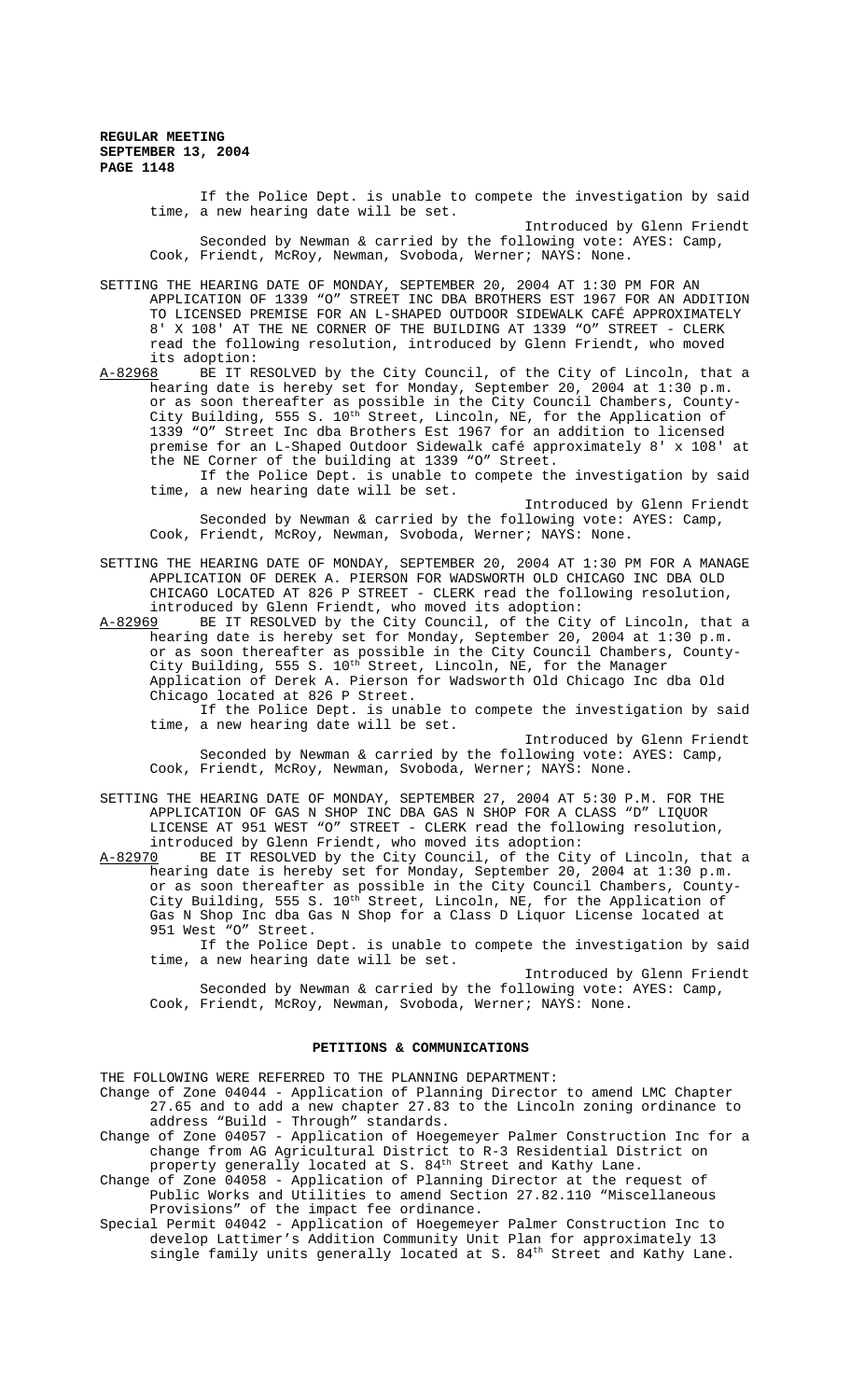If the Police Dept. is unable to compete the investigation by said time, a new hearing date will be set.

Introduced by Glenn Friendt

Seconded by Newman & carried by the following vote: AYES: Camp, Cook, Friendt, McRoy, Newman, Svoboda, Werner; NAYS: None.

SETTING THE HEARING DATE OF MONDAY, SEPTEMBER 20, 2004 AT 1:30 PM FOR AN APPLICATION OF 1339 "O" STREET INC DBA BROTHERS EST 1967 FOR AN ADDITION TO LICENSED PREMISE FOR AN L-SHAPED OUTDOOR SIDEWALK CAFÉ APPROXIMATELY 8' X 108' AT THE NE CORNER OF THE BUILDING AT 1339 "O" STREET - CLERK read the following resolution, introduced by Glenn Friendt, who moved its adoption:

A-82968 BE IT RESOLVED by the City Council, of the City of Lincoln, that a hearing date is hereby set for Monday, September 20, 2004 at 1:30 p.m. or as soon thereafter as possible in the City Council Chambers, County-City Building, 555 S. 10th Street, Lincoln, NE, for the Application of 1339 "O" Street Inc dba Brothers Est 1967 for an addition to licensed premise for an L-Shaped Outdoor Sidewalk café approximately 8' x 108' at the NE Corner of the building at 1339 "O" Street.

If the Police Dept. is unable to compete the investigation by said time, a new hearing date will be set.

Introduced by Glenn Friendt

Seconded by Newman & carried by the following vote: AYES: Camp, Cook, Friendt, McRoy, Newman, Svoboda, Werner; NAYS: None.

SETTING THE HEARING DATE OF MONDAY, SEPTEMBER 20, 2004 AT 1:30 PM FOR A MANAGE APPLICATION OF DEREK A. PIERSON FOR WADSWORTH OLD CHICAGO INC DBA OLD CHICAGO LOCATED AT 826 P STREET - CLERK read the following resolution, introduced by Glenn Friendt, who moved its adoption:

A-82969 BE IT RESOLVED by the City Council, of the City of Lincoln, that a hearing date is hereby set for Monday, September 20, 2004 at 1:30 p.m. or as soon thereafter as possible in the City Council Chambers, County-City Building, 555 S. 10th Street, Lincoln, NE, for the Manager Application of Derek A. Pierson for Wadsworth Old Chicago Inc dba Old Chicago located at 826 P Street.

If the Police Dept. is unable to compete the investigation by said time, a new hearing date will be set.

Introduced by Glenn Friendt

Seconded by Newman & carried by the following vote: AYES: Camp, Cook, Friendt, McRoy, Newman, Svoboda, Werner; NAYS: None.

SETTING THE HEARING DATE OF MONDAY, SEPTEMBER 27, 2004 AT 5:30 P.M. FOR THE APPLICATION OF GAS N SHOP INC DBA GAS N SHOP FOR A CLASS "D" LIQUOR LICENSE AT 951 WEST "O" STREET - CLERK read the following resolution, introduced by Glenn Friendt, who moved its adoption:

A-82970 BE IT RESOLVED by the City Council, of the City of Lincoln, that a hearing date is hereby set for Monday, September 20, 2004 at 1:30 p.m. or as soon thereafter as possible in the City Council Chambers, County-City Building, 555 S. 10th Street, Lincoln, NE, for the Application of Gas N Shop Inc dba Gas N Shop for a Class D Liquor License located at 951 West "O" Street.

If the Police Dept. is unable to compete the investigation by said time, a new hearing date will be set.

Introduced by Glenn Friendt

Seconded by Newman & carried by the following vote: AYES: Camp, Cook, Friendt, McRoy, Newman, Svoboda, Werner; NAYS: None.

## PETITIONS & COMMUNICATIONS

THE FOLLOWING WERE REFERRED TO THE PLANNING DEPARTMENT:

Change of Zone 04044 - Application of Planning Director to amend LMC Chapter 27.65 and to add a new chapter 27.83 to the Lincoln zoning ordinance to address "Build - Through" standards.

Change of Zone 04057 - Application of Hoegemeyer Palmer Construction Inc for a change from AG Agricultural District to R-3 Residential District on property generally located at S. 84th Street and Kathy Lane.

Change of Zone 04058 - Application of Planning Director at the request of Public Works and Utilities to amend Section 27.82.110 "Miscellaneous Provisions" of the impact fee ordinance.

Special Permit 04042 - Application of Hoegemeyer Palmer Construction Inc to develop Lattimer's Addition Community Unit Plan for approximately 13 single family units generally located at S. 84th Street and Kathy Lane.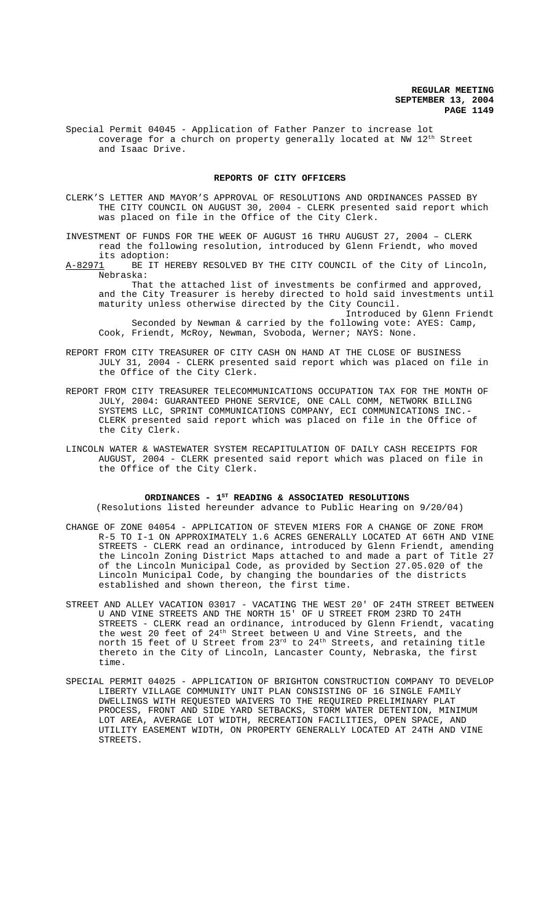Special Permit 04045 - Application of Father Panzer to increase lot coverage for a church on property generally located at NW 12th Street and Isaac Drive.

## REPORTS OF CITY OFFICERS

CLERK'S LETTER AND MAYOR'S APPROVAL OF RESOLUTIONS AND ORDINANCES PASSED BY THE CITY COUNCIL ON AUGUST 30, 2004 - CLERK presented said report which was placed on file in the Office of the City Clerk.

INVESTMENT OF FUNDS FOR THE WEEK OF AUGUST 16 THRU AUGUST 27, 2004 – CLERK read the following resolution, introduced by Glenn Friendt, who moved its adoption:

A-82971 BE IT HEREBY RESOLVED BY THE CITY COUNCIL of the City of Lincoln, Nebraska:

That the attached list of investments be confirmed and approved, and the City Treasurer is hereby directed to hold said investments until maturity unless otherwise directed by the City Council.

Introduced by Glenn Friendt

Seconded by Newman & carried by the following vote: AYES: Camp, Cook, Friendt, McRoy, Newman, Svoboda, Werner; NAYS: None.

REPORT FROM CITY TREASURER OF CITY CASH ON HAND AT THE CLOSE OF BUSINESS JULY 31, 2004 - CLERK presented said report which was placed on file in the Office of the City Clerk.

REPORT FROM CITY TREASURER TELECOMMUNICATIONS OCCUPATION TAX FOR THE MONTH OF JULY, 2004: GUARANTEED PHONE SERVICE, ONE CALL COMM, NETWORK BILLING SYSTEMS LLC, SPRINT COMMUNICATIONS COMPANY, ECI COMMUNICATIONS INC.- CLERK presented said report which was placed on file in the Office of the City Clerk.

LINCOLN WATER & WASTEWATER SYSTEM RECAPITULATION OF DAILY CASH RECEIPTS FOR AUGUST, 2004 - CLERK presented said report which was placed on file in the Office of the City Clerk.

## ORDINANCES - 1ST READING & ASSOCIATED RESOLUTIONS

(Resolutions listed hereunder advance to Public Hearing on 9/20/04)

CHANGE OF ZONE 04054 - APPLICATION OF STEVEN MIERS FOR A CHANGE OF ZONE FROM R-5 TO I-1 ON APPROXIMATELY 1.6 ACRES GENERALLY LOCATED AT 66TH AND VINE STREETS - CLERK read an ordinance, introduced by Glenn Friendt, amending the Lincoln Zoning District Maps attached to and made a part of Title 27 of the Lincoln Municipal Code, as provided by Section 27.05.020 of the Lincoln Municipal Code, by changing the boundaries of the districts established and shown thereon, the first time.

STREET AND ALLEY VACATION 03017 - VACATING THE WEST 20' OF 24TH STREET BETWEEN U AND VINE STREETS AND THE NORTH 15' OF U STREET FROM 23RD TO 24TH STREETS - CLERK read an ordinance, introduced by Glenn Friendt, vacating the west 20 feet of 24th Street between U and Vine Streets, and the north 15 feet of U Street from 23rd to 24th Streets, and retaining title thereto in the City of Lincoln, Lancaster County, Nebraska, the first time.

SPECIAL PERMIT 04025 - APPLICATION OF BRIGHTON CONSTRUCTION COMPANY TO DEVELOP LIBERTY VILLAGE COMMUNITY UNIT PLAN CONSISTING OF 16 SINGLE FAMILY DWELLINGS WITH REQUESTED WAIVERS TO THE REQUIRED PRELIMINARY PLAT PROCESS, FRONT AND SIDE YARD SETBACKS, STORM WATER DETENTION, MINIMUM LOT AREA, AVERAGE LOT WIDTH, RECREATION FACILITIES, OPEN SPACE, AND UTILITY EASEMENT WIDTH, ON PROPERTY GENERALLY LOCATED AT 24TH AND VINE STREETS.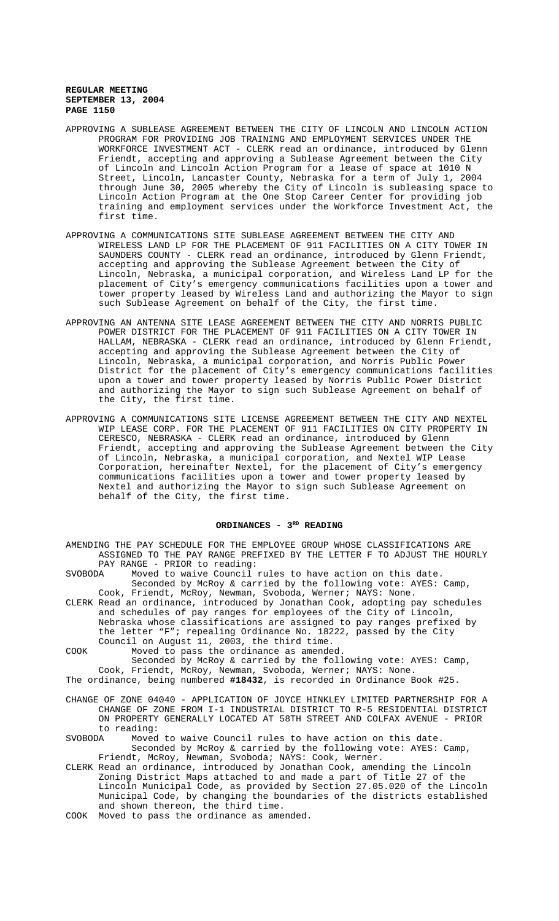APPROVING A SUBLEASE AGREEMENT BETWEEN THE CITY OF LINCOLN AND LINCOLN ACTION PROGRAM FOR PROVIDING JOB TRAINING AND EMPLOYMENT SERVICES UNDER THE WORKFORCE INVESTMENT ACT - CLERK read an ordinance, introduced by Glenn Friendt, accepting and approving a Sublease Agreement between the City of Lincoln and Lincoln Action Program for a lease of space at 1010 N Street, Lincoln, Lancaster County, Nebraska for a term of July 1, 2004 through June 30, 2005 whereby the City of Lincoln is subleasing space to Lincoln Action Program at the One Stop Career Center for providing job training and employment services under the Workforce Investment Act, the first time.

APPROVING A COMMUNICATIONS SITE SUBLEASE AGREEMENT BETWEEN THE CITY AND WIRELESS LAND LP FOR THE PLACEMENT OF 911 FACILITIES ON A CITY TOWER IN SAUNDERS COUNTY - CLERK read an ordinance, introduced by Glenn Friendt, accepting and approving the Sublease Agreement between the City of Lincoln, Nebraska, a municipal corporation, and Wireless Land LP for the placement of City's emergency communications facilities upon a tower and tower property leased by Wireless Land and authorizing the Mayor to sign such Sublease Agreement on behalf of the City, the first time.

APPROVING AN ANTENNA SITE LEASE AGREEMENT BETWEEN THE CITY AND NORRIS PUBLIC POWER DISTRICT FOR THE PLACEMENT OF 911 FACILITIES ON A CITY TOWER IN HALLAM, NEBRASKA - CLERK read an ordinance, introduced by Glenn Friendt, accepting and approving the Sublease Agreement between the City of Lincoln, Nebraska, a municipal corporation, and Norris Public Power District for the placement of City's emergency communications facilities upon a tower and tower property leased by Norris Public Power District and authorizing the Mayor to sign such Sublease Agreement on behalf of the City, the first time.

APPROVING A COMMUNICATIONS SITE LICENSE AGREEMENT BETWEEN THE CITY AND NEXTEL WIP LEASE CORP. FOR THE PLACEMENT OF 911 FACILITIES ON CITY PROPERTY IN CERESCO, NEBRASKA - CLERK read an ordinance, introduced by Glenn Friendt, accepting and approving the Sublease Agreement between the City of Lincoln, Nebraska, a municipal corporation, and Nextel WIP Lease Corporation, hereinafter Nextel, for the placement of City's emergency communications facilities upon a tower and tower property leased by Nextel and authorizing the Mayor to sign such Sublease Agreement on behalf of the City, the first time.

## ORDINANCES - 3RD READING

AMENDING THE PAY SCHEDULE FOR THE EMPLOYEE GROUP WHOSE CLASSIFICATIONS ARE ASSIGNED TO THE PAY RANGE PREFIXED BY THE LETTER F TO ADJUST THE HOURLY PAY RANGE - PRIOR to reading:

SVOBODA Moved to waive Council rules to have action on this date.
Seconded by McRoy & carried by the following vote: AYES: Camp, Cook, Friendt, McRoy, Newman, Svoboda, Werner; NAYS: None.

CLERK Read an ordinance, introduced by Jonathan Cook, adopting pay schedules and schedules of pay ranges for employees of the City of Lincoln, Nebraska whose classifications are assigned to pay ranges prefixed by the letter "F"; repealing Ordinance No. 18222, passed by the City Council on August 11, 2003, the third time.

COOK Moved to pass the ordinance as amended.
Seconded by McRoy & carried by the following vote: AYES: Camp, Cook, Friendt, McRoy, Newman, Svoboda, Werner; NAYS: None.

The ordinance, being numbered **#18432**, is recorded in Ordinance Book #25.

CHANGE OF ZONE 04040 - APPLICATION OF JOYCE HINKLEY LIMITED PARTNERSHIP FOR A CHANGE OF ZONE FROM I-1 INDUSTRIAL DISTRICT TO R-5 RESIDENTIAL DISTRICT ON PROPERTY GENERALLY LOCATED AT 58TH STREET AND COLFAX AVENUE - PRIOR to reading:

SVOBODA Moved to waive Council rules to have action on this date.
Seconded by McRoy & carried by the following vote: AYES: Camp, Friendt, McRoy, Newman, Svoboda; NAYS: Cook, Werner.

CLERK Read an ordinance, introduced by Jonathan Cook, amending the Lincoln Zoning District Maps attached to and made a part of Title 27 of the Lincoln Municipal Code, as provided by Section 27.05.020 of the Lincoln Municipal Code, by changing the boundaries of the districts established and shown thereon, the third time.

COOK Moved to pass the ordinance as amended.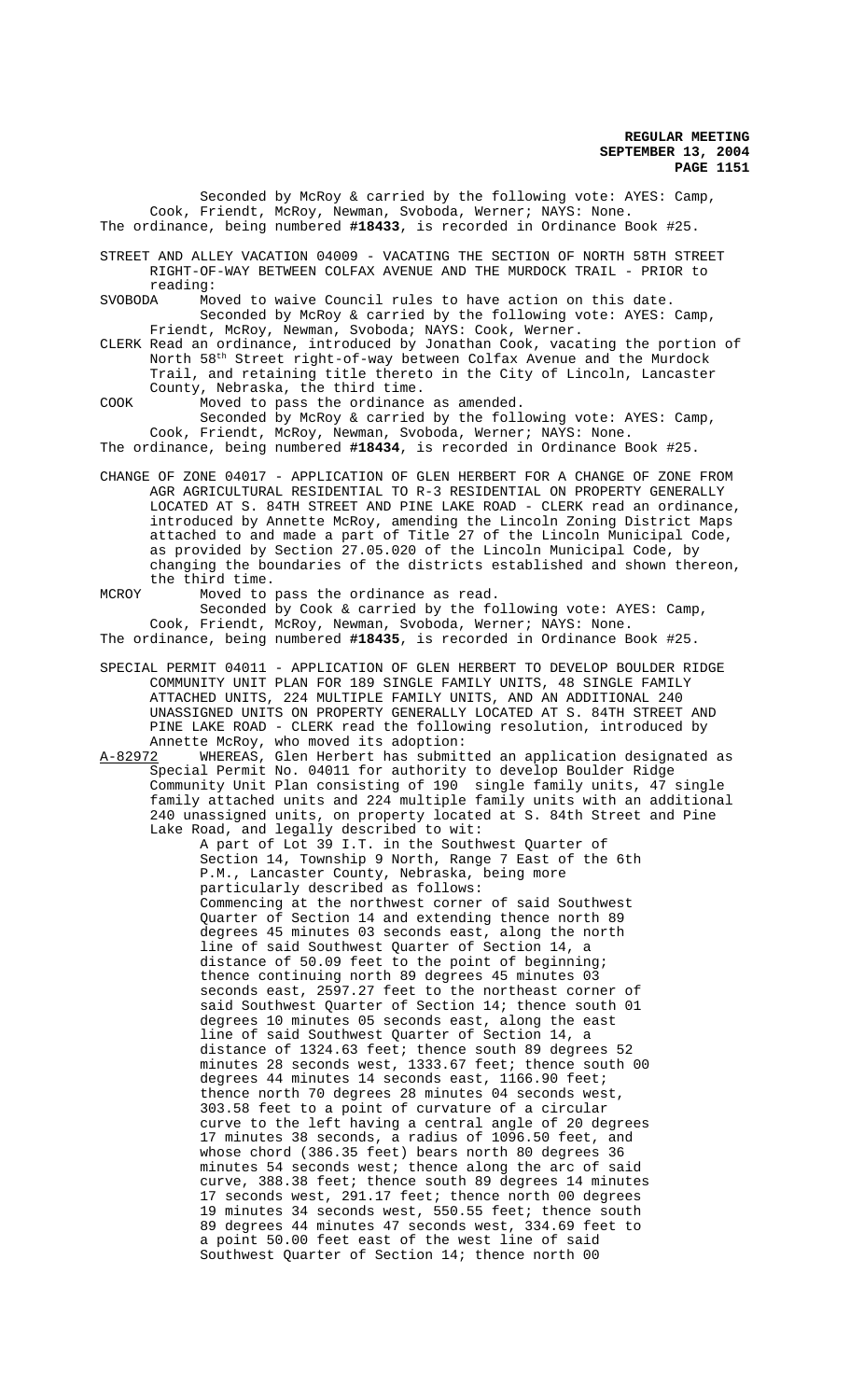Seconded by McRoy & carried by the following vote: AYES: Camp, Cook, Friendt, McRoy, Newman, Svoboda, Werner; NAYS: None.
The ordinance, being numbered **#18433**, is recorded in Ordinance Book #25.

STREET AND ALLEY VACATION 04009 - VACATING THE SECTION OF NORTH 58TH STREET RIGHT-OF-WAY BETWEEN COLFAX AVENUE AND THE MURDOCK TRAIL - PRIOR to reading:

SVOBODA Moved to waive Council rules to have action on this date.
Seconded by McRoy & carried by the following vote: AYES: Camp, Friendt, McRoy, Newman, Svoboda; NAYS: Cook, Werner.

CLERK Read an ordinance, introduced by Jonathan Cook, vacating the portion of North 58th Street right-of-way between Colfax Avenue and the Murdock Trail, and retaining title thereto in the City of Lincoln, Lancaster County, Nebraska, the third time.

COOK Moved to pass the ordinance as amended.
Seconded by McRoy & carried by the following vote: AYES: Camp, Cook, Friendt, McRoy, Newman, Svoboda, Werner; NAYS: None.
The ordinance, being numbered **#18434**, is recorded in Ordinance Book #25.

CHANGE OF ZONE 04017 - APPLICATION OF GLEN HERBERT FOR A CHANGE OF ZONE FROM AGR AGRICULTURAL RESIDENTIAL TO R-3 RESIDENTIAL ON PROPERTY GENERALLY LOCATED AT S. 84TH STREET AND PINE LAKE ROAD - CLERK read an ordinance, introduced by Annette McRoy, amending the Lincoln Zoning District Maps attached to and made a part of Title 27 of the Lincoln Municipal Code, as provided by Section 27.05.020 of the Lincoln Municipal Code, by changing the boundaries of the districts established and shown thereon, the third time.

MCROY Moved to pass the ordinance as read.
Seconded by Cook & carried by the following vote: AYES: Camp, Cook, Friendt, McRoy, Newman, Svoboda, Werner; NAYS: None.
The ordinance, being numbered **#18435**, is recorded in Ordinance Book #25.

SPECIAL PERMIT 04011 - APPLICATION OF GLEN HERBERT TO DEVELOP BOULDER RIDGE COMMUNITY UNIT PLAN FOR 189 SINGLE FAMILY UNITS, 48 SINGLE FAMILY ATTACHED UNITS, 224 MULTIPLE FAMILY UNITS, AND AN ADDITIONAL 240 UNASSIGNED UNITS ON PROPERTY GENERALLY LOCATED AT S. 84TH STREET AND PINE LAKE ROAD - CLERK read the following resolution, introduced by Annette McRoy, who moved its adoption:

A-82972 WHEREAS, Glen Herbert has submitted an application designated as Special Permit No. 04011 for authority to develop Boulder Ridge Community Unit Plan consisting of 190 single family units, 47 single family attached units and 224 multiple family units with an additional 240 unassigned units, on property located at S. 84th Street and Pine Lake Road, and legally described to wit:

A part of Lot 39 I.T. in the Southwest Quarter of Section 14, Township 9 North, Range 7 East of the 6th P.M., Lancaster County, Nebraska, being more particularly described as follows:
Commencing at the northwest corner of said Southwest Quarter of Section 14 and extending thence north 89 degrees 45 minutes 03 seconds east, along the north line of said Southwest Quarter of Section 14, a distance of 50.09 feet to the point of beginning; thence continuing north 89 degrees 45 minutes 03 seconds east, 2597.27 feet to the northeast corner of said Southwest Quarter of Section 14; thence south 01 degrees 10 minutes 05 seconds east, along the east line of said Southwest Quarter of Section 14, a distance of 1324.63 feet; thence south 89 degrees 52 minutes 28 seconds west, 1333.67 feet; thence south 00 degrees 44 minutes 14 seconds east, 1166.90 feet; thence north 70 degrees 28 minutes 04 seconds west, 303.58 feet to a point of curvature of a circular curve to the left having a central angle of 20 degrees 17 minutes 38 seconds, a radius of 1096.50 feet, and whose chord (386.35 feet) bears north 80 degrees 36 minutes 54 seconds west; thence along the arc of said curve, 388.38 feet; thence south 89 degrees 14 minutes 17 seconds west, 291.17 feet; thence north 00 degrees 19 minutes 34 seconds west, 550.55 feet; thence south 89 degrees 44 minutes 47 seconds west, 334.69 feet to a point 50.00 feet east of the west line of said Southwest Quarter of Section 14; thence north 00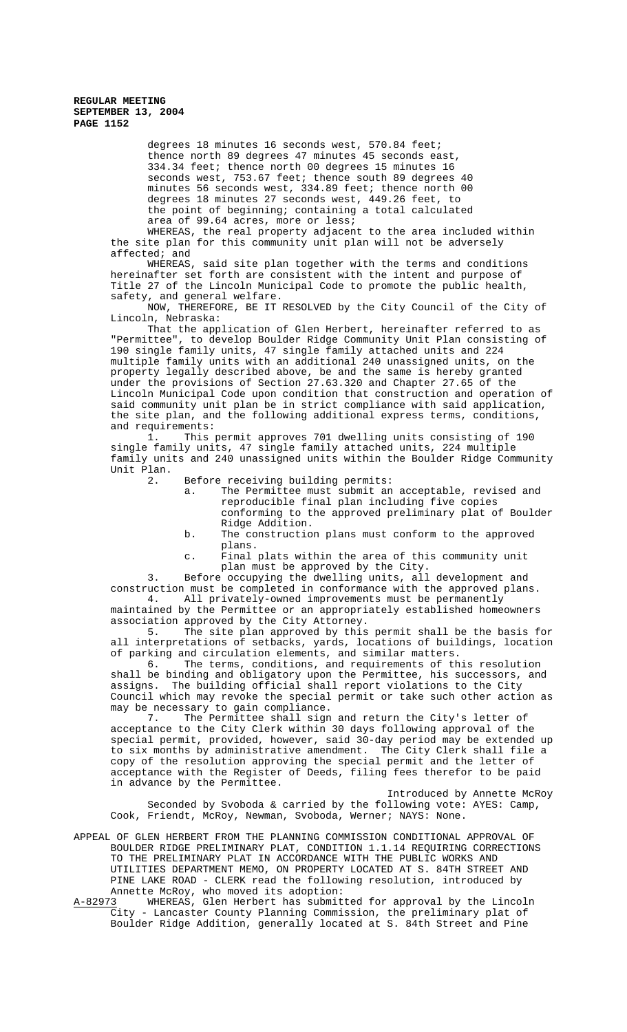degrees 18 minutes 16 seconds west, 570.84 feet; thence north 89 degrees 47 minutes 45 seconds east, 334.34 feet; thence north 00 degrees 15 minutes 16 seconds west, 753.67 feet; thence south 89 degrees 40 minutes 56 seconds west, 334.89 feet; thence north 00 degrees 18 minutes 27 seconds west, 449.26 feet, to the point of beginning; containing a total calculated area of 99.64 acres, more or less;

WHEREAS, the real property adjacent to the area included within the site plan for this community unit plan will not be adversely affected; and

WHEREAS, said site plan together with the terms and conditions hereinafter set forth are consistent with the intent and purpose of Title 27 of the Lincoln Municipal Code to promote the public health, safety, and general welfare.

NOW, THEREFORE, BE IT RESOLVED by the City Council of the City of Lincoln, Nebraska:

That the application of Glen Herbert, hereinafter referred to as "Permittee", to develop Boulder Ridge Community Unit Plan consisting of 190 single family units, 47 single family attached units and 224 multiple family units with an additional 240 unassigned units, on the property legally described above, be and the same is hereby granted under the provisions of Section 27.63.320 and Chapter 27.65 of the Lincoln Municipal Code upon condition that construction and operation of said community unit plan be in strict compliance with said application, the site plan, and the following additional express terms, conditions, and requirements:

1. This permit approves 701 dwelling units consisting of 190 single family units, 47 single family attached units, 224 multiple family units and 240 unassigned units within the Boulder Ridge Community Unit Plan.

2. Before receiving building permits:

   a. The Permittee must submit an acceptable, revised and reproducible final plan including five copies conforming to the approved preliminary plat of Boulder Ridge Addition.

   b. The construction plans must conform to the approved plans.

   c. Final plats within the area of this community unit plan must be approved by the City.

3. Before occupying the dwelling units, all development and construction must be completed in conformance with the approved plans.

4. All privately-owned improvements must be permanently maintained by the Permittee or an appropriately established homeowners association approved by the City Attorney.

5. The site plan approved by this permit shall be the basis for all interpretations of setbacks, yards, locations of buildings, location of parking and circulation elements, and similar matters.

6. The terms, conditions, and requirements of this resolution shall be binding and obligatory upon the Permittee, his successors, and assigns. The building official shall report violations to the City Council which may revoke the special permit or take such other action as may be necessary to gain compliance.

7. The Permittee shall sign and return the City's letter of acceptance to the City Clerk within 30 days following approval of the special permit, provided, however, said 30-day period may be extended up to six months by administrative amendment. The City Clerk shall file a copy of the resolution approving the special permit and the letter of acceptance with the Register of Deeds, filing fees therefor to be paid in advance by the Permittee.

Introduced by Annette McRoy

Seconded by Svoboda & carried by the following vote: AYES: Camp, Cook, Friendt, McRoy, Newman, Svoboda, Werner; NAYS: None.

APPEAL OF GLEN HERBERT FROM THE PLANNING COMMISSION CONDITIONAL APPROVAL OF BOULDER RIDGE PRELIMINARY PLAT, CONDITION 1.1.14 REQUIRING CORRECTIONS TO THE PRELIMINARY PLAT IN ACCORDANCE WITH THE PUBLIC WORKS AND UTILITIES DEPARTMENT MEMO, ON PROPERTY LOCATED AT S. 84TH STREET AND PINE LAKE ROAD - CLERK read the following resolution, introduced by Annette McRoy, who moved its adoption:

A-82973 WHEREAS, Glen Herbert has submitted for approval by the Lincoln City - Lancaster County Planning Commission, the preliminary plat of Boulder Ridge Addition, generally located at S. 84th Street and Pine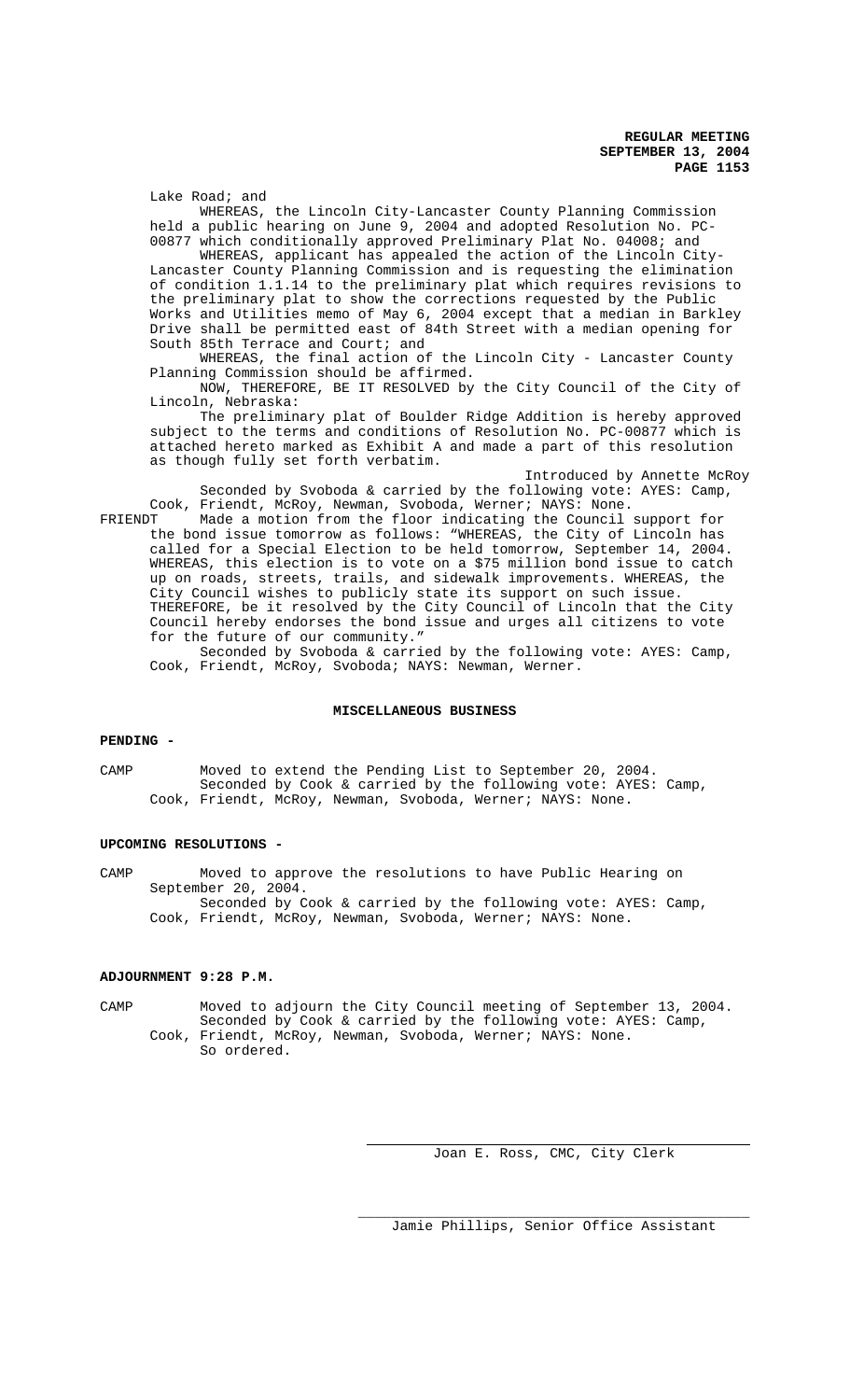Lake Road; and

WHEREAS, the Lincoln City-Lancaster County Planning Commission held a public hearing on June 9, 2004 and adopted Resolution No. PC-00877 which conditionally approved Preliminary Plat No. 04008; and

WHEREAS, applicant has appealed the action of the Lincoln City-Lancaster County Planning Commission and is requesting the elimination of condition 1.1.14 to the preliminary plat which requires revisions to the preliminary plat to show the corrections requested by the Public Works and Utilities memo of May 6, 2004 except that a median in Barkley Drive shall be permitted east of 84th Street with a median opening for South 85th Terrace and Court; and

WHEREAS, the final action of the Lincoln City - Lancaster County Planning Commission should be affirmed.

NOW, THEREFORE, BE IT RESOLVED by the City Council of the City of Lincoln, Nebraska:

The preliminary plat of Boulder Ridge Addition is hereby approved subject to the terms and conditions of Resolution No. PC-00877 which is attached hereto marked as Exhibit A and made a part of this resolution as though fully set forth verbatim.

Introduced by Annette McRoy

Seconded by Svoboda & carried by the following vote: AYES: Camp, Cook, Friendt, McRoy, Newman, Svoboda, Werner; NAYS: None.

FRIENDT Made a motion from the floor indicating the Council support for the bond issue tomorrow as follows: "WHEREAS, the City of Lincoln has called for a Special Election to be held tomorrow, September 14, 2004. WHEREAS, this election is to vote on a $75 million bond issue to catch up on roads, streets, trails, and sidewalk improvements. WHEREAS, the City Council wishes to publicly state its support on such issue. THEREFORE, be it resolved by the City Council of Lincoln that the City Council hereby endorses the bond issue and urges all citizens to vote for the future of our community."

Seconded by Svoboda & carried by the following vote: AYES: Camp, Cook, Friendt, McRoy, Svoboda; NAYS: Newman, Werner.

## MISCELLANEOUS BUSINESS

**PENDING -**

CAMP Moved to extend the Pending List to September 20, 2004.

Seconded by Cook & carried by the following vote: AYES: Camp, Cook, Friendt, McRoy, Newman, Svoboda, Werner; NAYS: None.

**UPCOMING RESOLUTIONS -**

CAMP Moved to approve the resolutions to have Public Hearing on September 20, 2004.

Seconded by Cook & carried by the following vote: AYES: Camp, Cook, Friendt, McRoy, Newman, Svoboda, Werner; NAYS: None.

**ADJOURNMENT 9:28 P.M.**

CAMP Moved to adjourn the City Council meeting of September 13, 2004.

Seconded by Cook & carried by the following vote: AYES: Camp, Cook, Friendt, McRoy, Newman, Svoboda, Werner; NAYS: None.

So ordered.

Joan E. Ross, CMC, City Clerk

Jamie Phillips, Senior Office Assistant